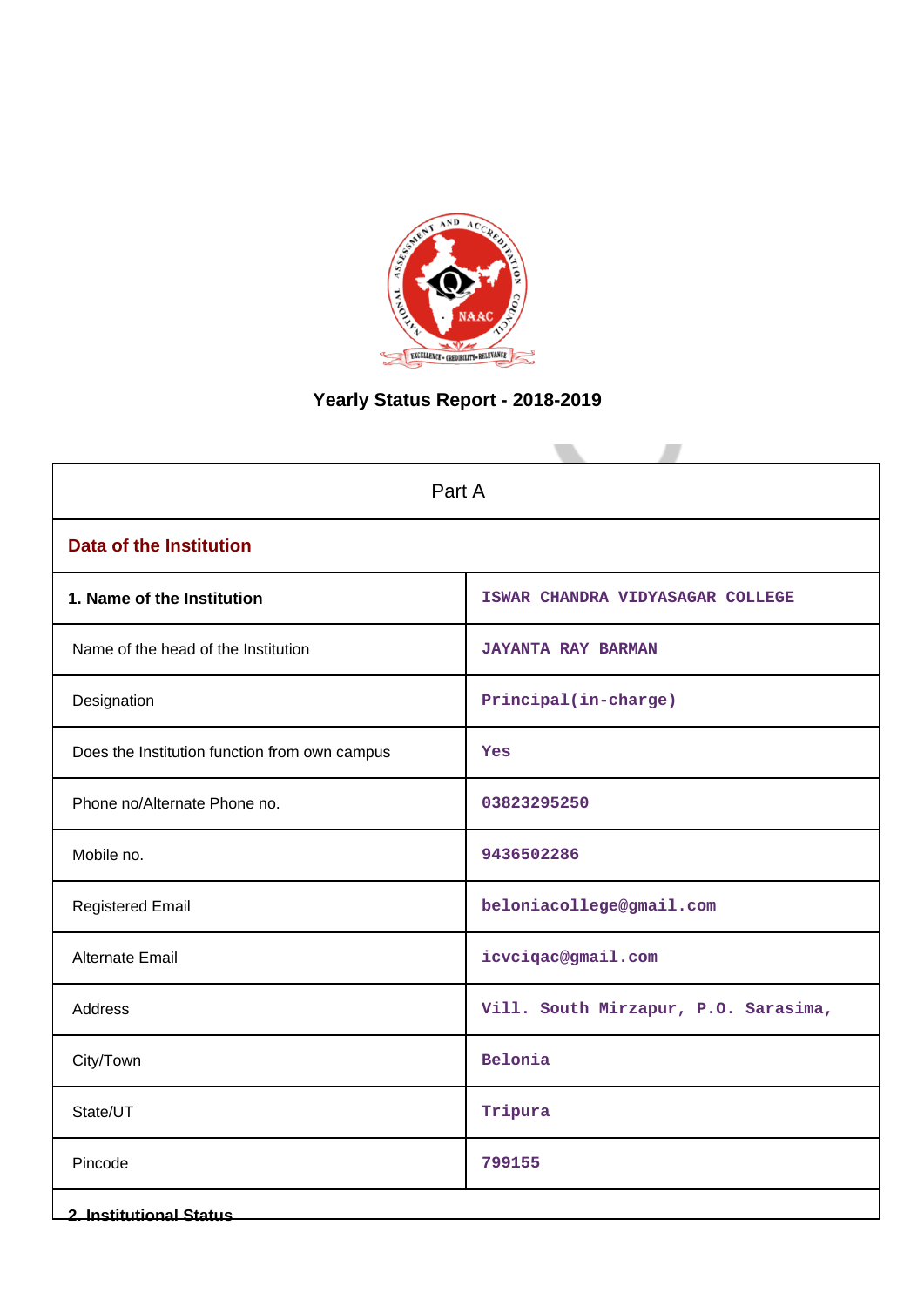# Yearly Status Report - 2018-2019

| Part A | |
|---|---|
| **Data of the Institution** | |
| **1. Name of the Institution** | ISWAR CHANDRA VIDYASAGAR COLLEGE |
| Name of the head of the Institution | JAYANTA RAY BARMAN |
| Designation | Principal(in-charge) |
| Does the Institution function from own campus | Yes |
| Phone no/Alternate Phone no. | 03823295250 |
| Mobile no. | 9436502286 |
| Registered Email | beloniacollege@gmail.com |
| Alternate Email | icvciqac@gmail.com |
| Address | Vill. South Mirzapur, P.O. Sarasima, |
| City/Town | Belonia |
| State/UT | Tripura |
| Pincode | 799155 |
| **2. Institutional Status** | |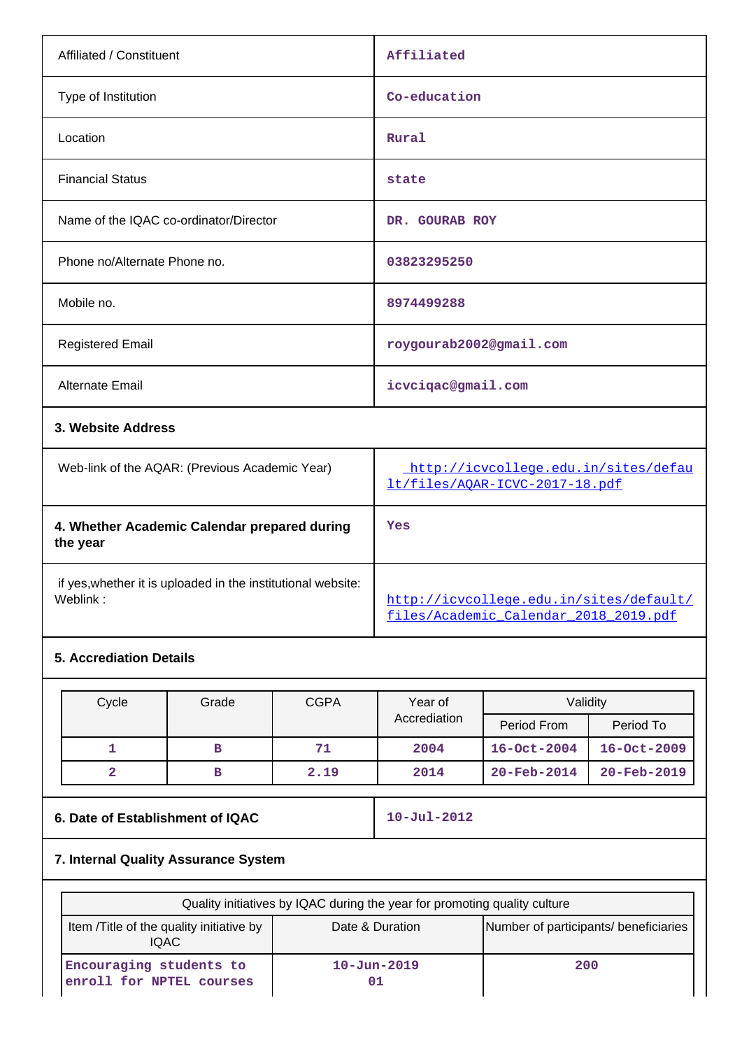| | |
|---|---|
| Affiliated / Constituent | Affiliated |
| Type of Institution | Co-education |
| Location | Rural |
| Financial Status | state |
| Name of the IQAC co-ordinator/Director | DR. GOURAB ROY |
| Phone no/Alternate Phone no. | 03823295250 |
| Mobile no. | 8974499288 |
| Registered Email | roygourab2002@gmail.com |
| Alternate Email | icvciqac@gmail.com |

**3. Website Address**

| | |
|---|---|
| Web-link of the AQAR: (Previous Academic Year) | http://icvcollege.edu.in/sites/default/files/AQAR-ICVC-2017-18.pdf |
| **4. Whether Academic Calendar prepared during the year** | Yes |
| if yes,whether it is uploaded in the institutional website: Weblink : | http://icvcollege.edu.in/sites/default/files/Academic_Calendar_2018_2019.pdf |

**5. Accrediation Details**

| Cycle | Grade | CGPA | Year of Accrediation | Validity | |
|---|---|---|---|---|---|
| | | | | Period From | Period To |
| 1 | B | 71 | 2004 | 16-Oct-2004 | 16-Oct-2009 |
| 2 | B | 2.19 | 2014 | 20-Feb-2014 | 20-Feb-2019 |

| | |
|---|---|
| **6. Date of Establishment of IQAC** | 10-Jul-2012 |

**7. Internal Quality Assurance System**

| Quality initiatives by IQAC during the year for promoting quality culture | | |
|---|---|---|
| Item /Title of the quality initiative by IQAC | Date & Duration | Number of participants/ beneficiaries |
| Encouraging students to enroll for NPTEL courses | 10-Jun-2019 01 | 200 |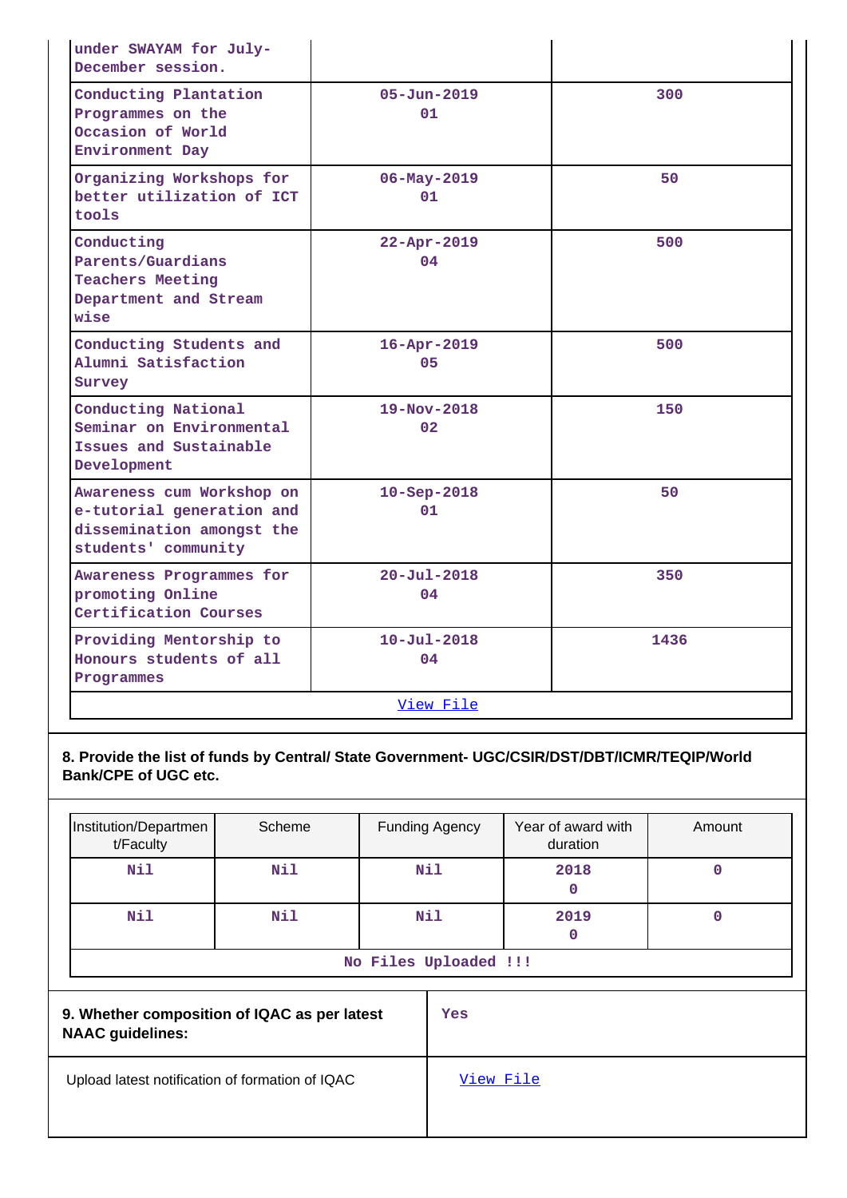| | | |
|---|---|---|
| under SWAYAM for July-December session. | | |
| Conducting Plantation Programmes on the Occasion of World Environment Day | 05-Jun-2019<br>01 | 300 |
| Organizing Workshops for better utilization of ICT tools | 06-May-2019<br>01 | 50 |
| Conducting Parents/Guardians Teachers Meeting Department and Stream wise | 22-Apr-2019<br>04 | 500 |
| Conducting Students and Alumni Satisfaction Survey | 16-Apr-2019<br>05 | 500 |
| Conducting National Seminar on Environmental Issues and Sustainable Development | 19-Nov-2018<br>02 | 150 |
| Awareness cum Workshop on e-tutorial generation and dissemination amongst the students' community | 10-Sep-2018<br>01 | 50 |
| Awareness Programmes for promoting Online Certification Courses | 20-Jul-2018<br>04 | 350 |
| Providing Mentorship to Honours students of all Programmes | 10-Jul-2018<br>04 | 1436 |
| View File | | |

**8. Provide the list of funds by Central/ State Government- UGC/CSIR/DST/DBT/ICMR/TEQIP/World Bank/CPE of UGC etc.**

| Institution/Department/Faculty | Scheme | Funding Agency | Year of award with duration | Amount |
|---|---|---|---|---|
| Nil | Nil | Nil | 2018<br>0 | 0 |
| Nil | Nil | Nil | 2019<br>0 | 0 |
| No Files Uploaded !!! | | | | |

| | |
|---|---|
| **9. Whether composition of IQAC as per latest NAAC guidelines:** | Yes |
| Upload latest notification of formation of IQAC | View File |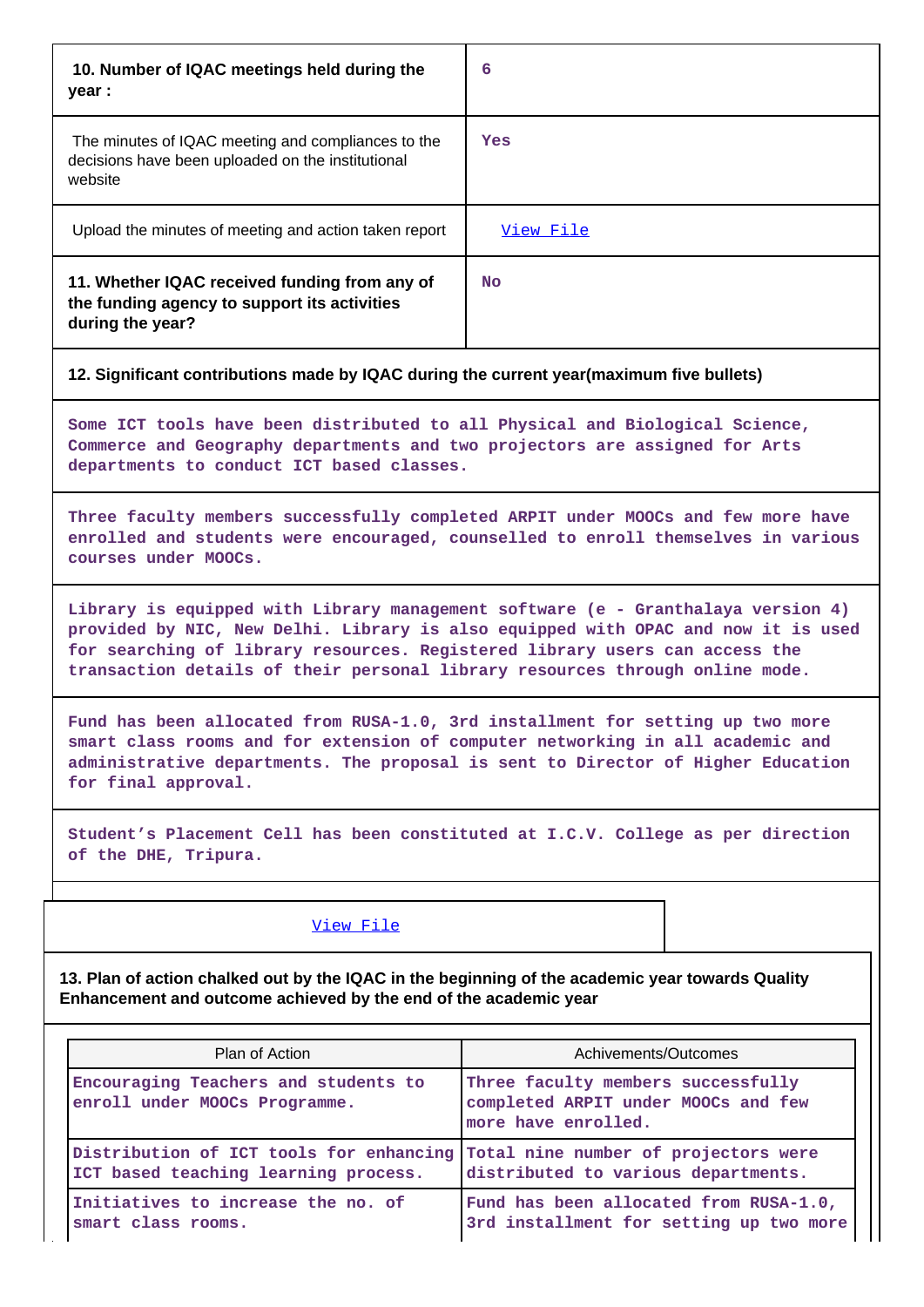| | |
|---|---|
| **10. Number of IQAC meetings held during the year :** | 6 |
| The minutes of IQAC meeting and compliances to the decisions have been uploaded on the institutional website | Yes |
| Upload the minutes of meeting and action taken report | View File |
| **11. Whether IQAC received funding from any of the funding agency to support its activities during the year?** | No |

**12. Significant contributions made by IQAC during the current year(maximum five bullets)**

Some ICT tools have been distributed to all Physical and Biological Science, Commerce and Geography departments and two projectors are assigned for Arts departments to conduct ICT based classes.

Three faculty members successfully completed ARPIT under MOOCs and few more have enrolled and students were encouraged, counselled to enroll themselves in various courses under MOOCs.

Library is equipped with Library management software (e - Granthalaya version 4) provided by NIC, New Delhi. Library is also equipped with OPAC and now it is used for searching of library resources. Registered library users can access the transaction details of their personal library resources through online mode.

Fund has been allocated from RUSA-1.0, 3rd installment for setting up two more smart class rooms and for extension of computer networking in all academic and administrative departments. The proposal is sent to Director of Higher Education for final approval.

Student's Placement Cell has been constituted at I.C.V. College as per direction of the DHE, Tripura.

View File

**13. Plan of action chalked out by the IQAC in the beginning of the academic year towards Quality Enhancement and outcome achieved by the end of the academic year**

| Plan of Action | Achivements/Outcomes |
|---|---|
| Encouraging Teachers and students to enroll under MOOCs Programme. | Three faculty members successfully completed ARPIT under MOOCs and few more have enrolled. |
| Distribution of ICT tools for enhancing ICT based teaching learning process. | Total nine number of projectors were distributed to various departments. |
| Initiatives to increase the no. of smart class rooms. | Fund has been allocated from RUSA-1.0, 3rd installment for setting up two more |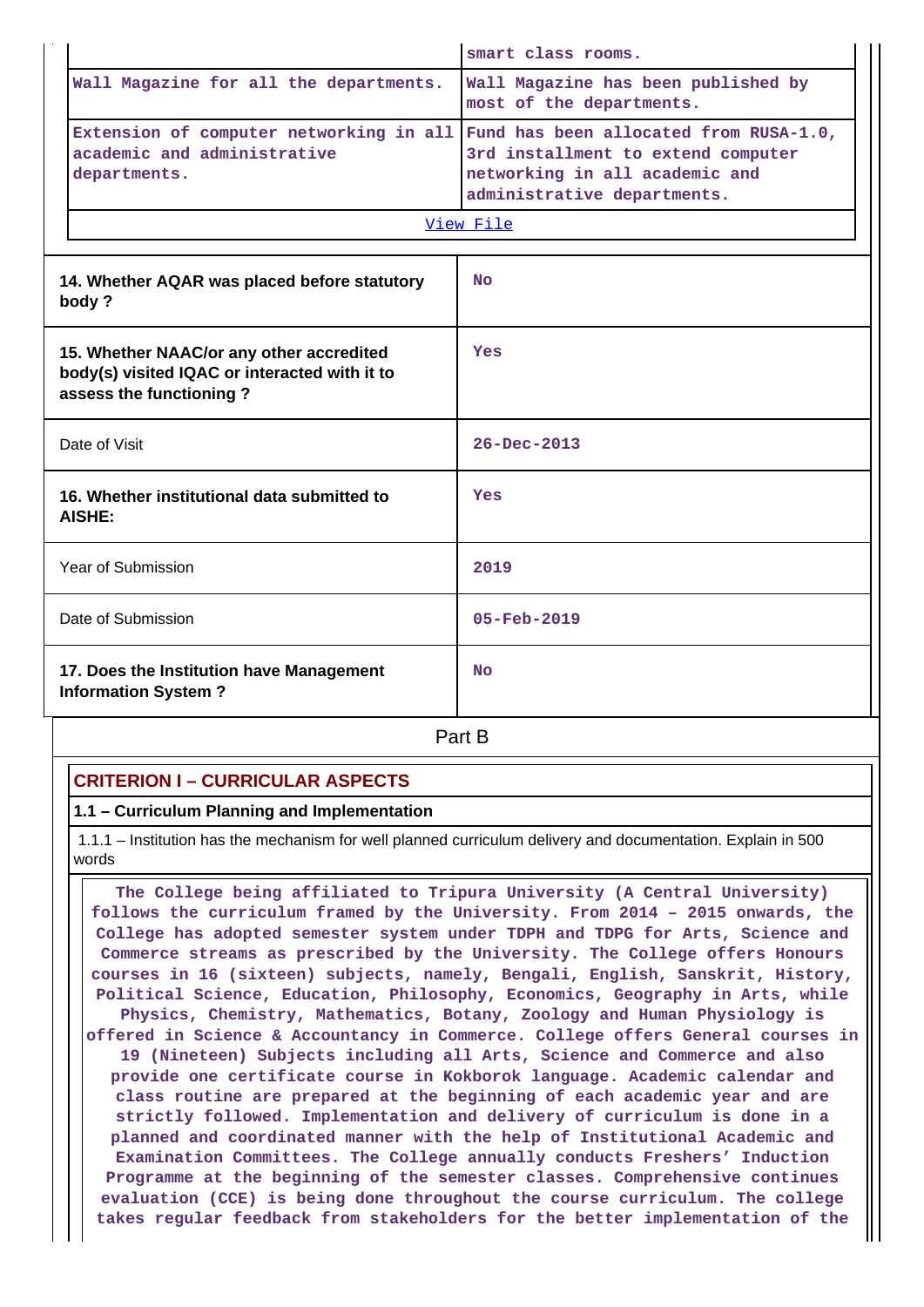| | |
|---|---|
| | smart class rooms. |
| Wall Magazine for all the departments. | Wall Magazine has been published by most of the departments. |
| Extension of computer networking in all academic and administrative departments. | Fund has been allocated from RUSA-1.0, 3rd installment to extend computer networking in all academic and administrative departments. |
| View File | |

| | |
|---|---|
| **14. Whether AQAR was placed before statutory body ?** | No |
| **15. Whether NAAC/or any other accredited body(s) visited IQAC or interacted with it to assess the functioning ?** | Yes |
| Date of Visit | 26-Dec-2013 |
| **16. Whether institutional data submitted to AISHE:** | Yes |
| Year of Submission | 2019 |
| Date of Submission | 05-Feb-2019 |
| **17. Does the Institution have Management Information System ?** | No |

## Part B

### CRITERION I – CURRICULAR ASPECTS

#### 1.1 – Curriculum Planning and Implementation

1.1.1 – Institution has the mechanism for well planned curriculum delivery and documentation. Explain in 500 words

The College being affiliated to Tripura University (A Central University) follows the curriculum framed by the University. From 2014 – 2015 onwards, the College has adopted semester system under TDPH and TDPG for Arts, Science and Commerce streams as prescribed by the University. The College offers Honours courses in 16 (sixteen) subjects, namely, Bengali, English, Sanskrit, History, Political Science, Education, Philosophy, Economics, Geography in Arts, while Physics, Chemistry, Mathematics, Botany, Zoology and Human Physiology is offered in Science & Accountancy in Commerce. College offers General courses in 19 (Nineteen) Subjects including all Arts, Science and Commerce and also provide one certificate course in Kokborok language. Academic calendar and class routine are prepared at the beginning of each academic year and are strictly followed. Implementation and delivery of curriculum is done in a planned and coordinated manner with the help of Institutional Academic and Examination Committees. The College annually conducts Freshers' Induction Programme at the beginning of the semester classes. Comprehensive continues evaluation (CCE) is being done throughout the course curriculum. The college takes regular feedback from stakeholders for the better implementation of the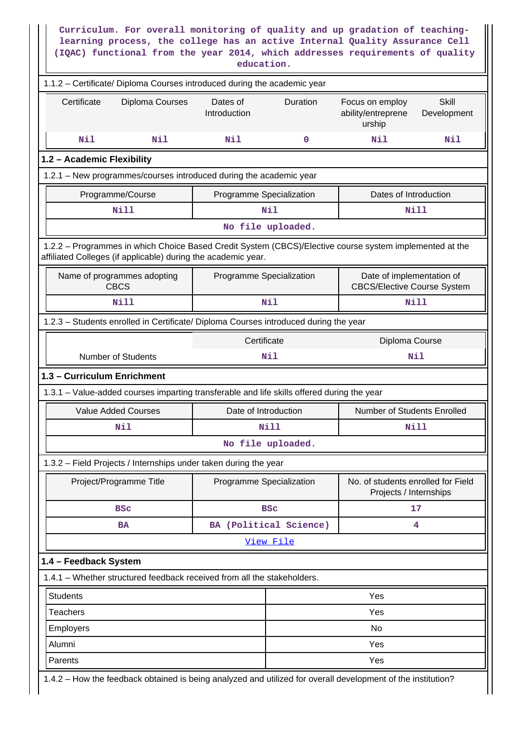Curriculum. For overall monitoring of quality and up gradation of teaching-learning process, the college has an active Internal Quality Assurance Cell (IQAC) functional from the year 2014, which addresses requirements of quality education.

1.1.2 – Certificate/ Diploma Courses introduced during the academic year

| Certificate | Diploma Courses | Dates of Introduction | Duration | Focus on employ ability/entreprene urship | Skill Development |
|---|---|---|---|---|---|
| Nil | Nil | Nil | 0 | Nil | Nil |

## 1.2 – Academic Flexibility

1.2.1 – New programmes/courses introduced during the academic year

| Programme/Course | Programme Specialization | Dates of Introduction |
|---|---|---|
| Nill | Nil | Nill |
| No file uploaded. | | |

1.2.2 – Programmes in which Choice Based Credit System (CBCS)/Elective course system implemented at the affiliated Colleges (if applicable) during the academic year.

| Name of programmes adopting CBCS | Programme Specialization | Date of implementation of CBCS/Elective Course System |
|---|---|---|
| Nill | Nil | Nill |

1.2.3 – Students enrolled in Certificate/ Diploma Courses introduced during the year

| | Certificate | Diploma Course |
|---|---|---|
| Number of Students | Nil | Nil |

## 1.3 – Curriculum Enrichment

1.3.1 – Value-added courses imparting transferable and life skills offered during the year

| Value Added Courses | Date of Introduction | Number of Students Enrolled |
|---|---|---|
| Nil | Nill | Nill |
| No file uploaded. | | |

1.3.2 – Field Projects / Internships under taken during the year

| Project/Programme Title | Programme Specialization | No. of students enrolled for Field Projects / Internships |
|---|---|---|
| BSc | BSc | 17 |
| BA | BA (Political Science) | 4 |
| View File | | |

## 1.4 – Feedback System

1.4.1 – Whether structured feedback received from all the stakeholders.

| | |
|---|---|
| Students | Yes |
| Teachers | Yes |
| Employers | No |
| Alumni | Yes |
| Parents | Yes |

1.4.2 – How the feedback obtained is being analyzed and utilized for overall development of the institution?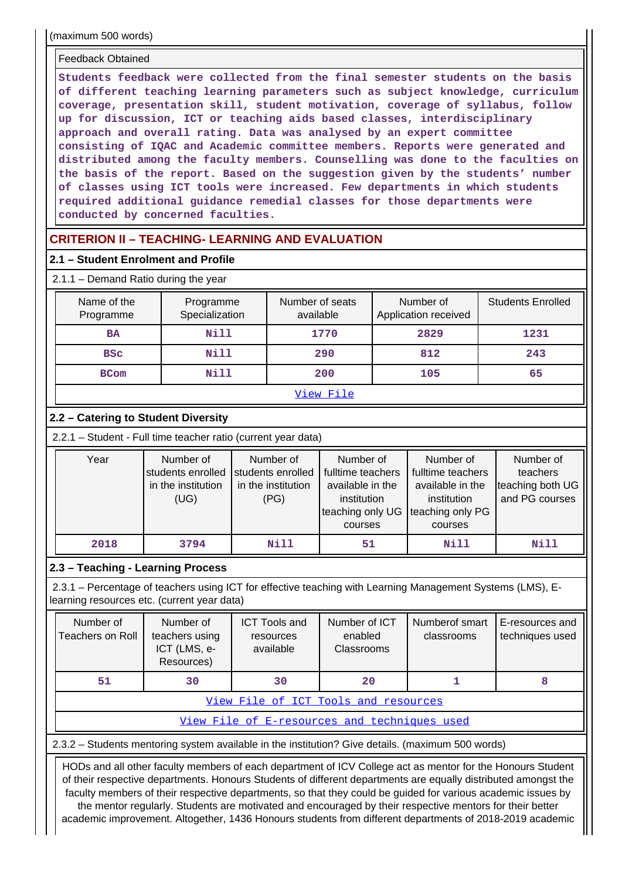(maximum 500 words)

Feedback Obtained

Students feedback were collected from the final semester students on the basis of different teaching learning parameters such as subject knowledge, curriculum coverage, presentation skill, student motivation, coverage of syllabus, follow up for discussion, ICT or teaching aids based classes, interdisciplinary approach and overall rating. Data was analysed by an expert committee consisting of IQAC and Academic committee members. Reports were generated and distributed among the faculty members. Counselling was done to the faculties on the basis of the report. Based on the suggestion given by the students' number of classes using ICT tools were increased. Few departments in which students required additional guidance remedial classes for those departments were conducted by concerned faculties.

## CRITERION II – TEACHING- LEARNING AND EVALUATION

### 2.1 – Student Enrolment and Profile

2.1.1 – Demand Ratio during the year

| Name of the Programme | Programme Specialization | Number of seats available | Number of Application received | Students Enrolled |
|---|---|---|---|---|
| BA | Nill | 1770 | 2829 | 1231 |
| BSc | Nill | 290 | 812 | 243 |
| BCom | Nill | 200 | 105 | 65 |

View File

### 2.2 – Catering to Student Diversity

2.2.1 – Student - Full time teacher ratio (current year data)

| Year | Number of students enrolled in the institution (UG) | Number of students enrolled in the institution (PG) | Number of fulltime teachers available in the institution teaching only UG courses | Number of fulltime teachers available in the institution teaching only PG courses | Number of teachers teaching both UG and PG courses |
|---|---|---|---|---|---|
| 2018 | 3794 | Nill | 51 | Nill | Nill |

### 2.3 – Teaching - Learning Process

2.3.1 – Percentage of teachers using ICT for effective teaching with Learning Management Systems (LMS), E-learning resources etc. (current year data)

| Number of Teachers on Roll | Number of teachers using ICT (LMS, e-Resources) | ICT Tools and resources available | Number of ICT enabled Classrooms | Numberof smart classrooms | E-resources and techniques used |
|---|---|---|---|---|---|
| 51 | 30 | 30 | 20 | 1 | 8 |

View File of ICT Tools and resources

View File of E-resources and techniques used

2.3.2 – Students mentoring system available in the institution? Give details. (maximum 500 words)

HODs and all other faculty members of each department of ICV College act as mentor for the Honours Student of their respective departments. Honours Students of different departments are equally distributed amongst the faculty members of their respective departments, so that they could be guided for various academic issues by the mentor regularly. Students are motivated and encouraged by their respective mentors for their better academic improvement. Altogether, 1436 Honours students from different departments of 2018-2019 academic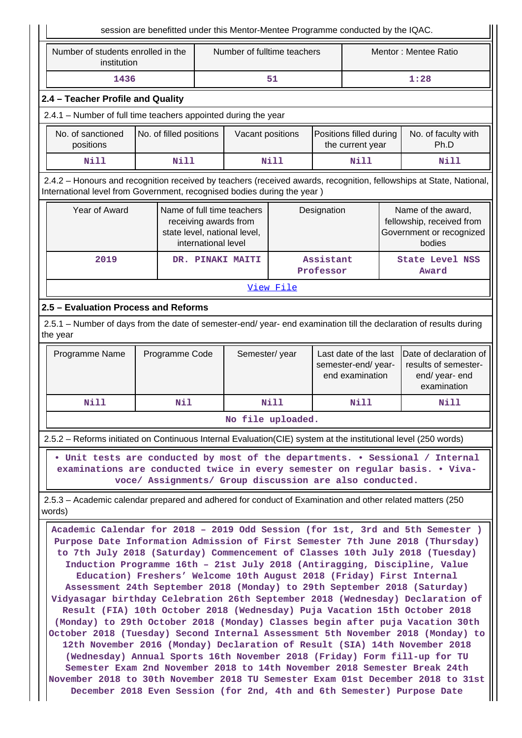session are benefitted under this Mentor-Mentee Programme conducted by the IQAC.

| Number of students enrolled in the institution | Number of fulltime teachers | Mentor : Mentee Ratio |
|---|---|---|
| 1436 | 51 | 1:28 |

## 2.4 – Teacher Profile and Quality

2.4.1 – Number of full time teachers appointed during the year

| No. of sanctioned positions | No. of filled positions | Vacant positions | Positions filled during the current year | No. of faculty with Ph.D |
|---|---|---|---|---|
| Nill | Nill | Nill | Nill | Nill |

2.4.2 – Honours and recognition received by teachers (received awards, recognition, fellowships at State, National, International level from Government, recognised bodies during the year )

| Year of Award | Name of full time teachers receiving awards from state level, national level, international level | Designation | Name of the award, fellowship, received from Government or recognized bodies |
|---|---|---|---|
| 2019 | DR. PINAKI MAITI | Assistant Professor | State Level NSS Award |
| View File | | | |

## 2.5 – Evaluation Process and Reforms

2.5.1 – Number of days from the date of semester-end/ year- end examination till the declaration of results during the year

| Programme Name | Programme Code | Semester/ year | Last date of the last semester-end/ year- end examination | Date of declaration of results of semester-end/ year- end examination |
|---|---|---|---|---|
| Nill | Nil | Nill | Nill | Nill |
| No file uploaded. | | | | |

2.5.2 – Reforms initiated on Continuous Internal Evaluation(CIE) system at the institutional level (250 words)

• Unit tests are conducted by most of the departments. • Sessional / Internal examinations are conducted twice in every semester on regular basis. • Viva-voce/ Assignments/ Group discussion are also conducted.

2.5.3 – Academic calendar prepared and adhered for conduct of Examination and other related matters (250 words)

Academic Calendar for 2018 – 2019 Odd Session (for 1st, 3rd and 5th Semester ) Purpose Date Information Admission of First Semester 7th June 2018 (Thursday) to 7th July 2018 (Saturday) Commencement of Classes 10th July 2018 (Tuesday) Induction Programme 16th – 21st July 2018 (Antiragging, Discipline, Value Education) Freshers' Welcome 10th August 2018 (Friday) First Internal Assessment 24th September 2018 (Monday) to 29th September 2018 (Saturday) Vidyasagar birthday Celebration 26th September 2018 (Wednesday) Declaration of Result (FIA) 10th October 2018 (Wednesday) Puja Vacation 15th October 2018 (Monday) to 29th October 2018 (Monday) Classes begin after puja Vacation 30th October 2018 (Tuesday) Second Internal Assessment 5th November 2018 (Monday) to 12th November 2016 (Monday) Declaration of Result (SIA) 14th November 2018 (Wednesday) Annual Sports 16th November 2018 (Friday) Form fill-up for TU Semester Exam 2nd November 2018 to 14th November 2018 Semester Break 24th November 2018 to 30th November 2018 TU Semester Exam 01st December 2018 to 31st December 2018 Even Session (for 2nd, 4th and 6th Semester) Purpose Date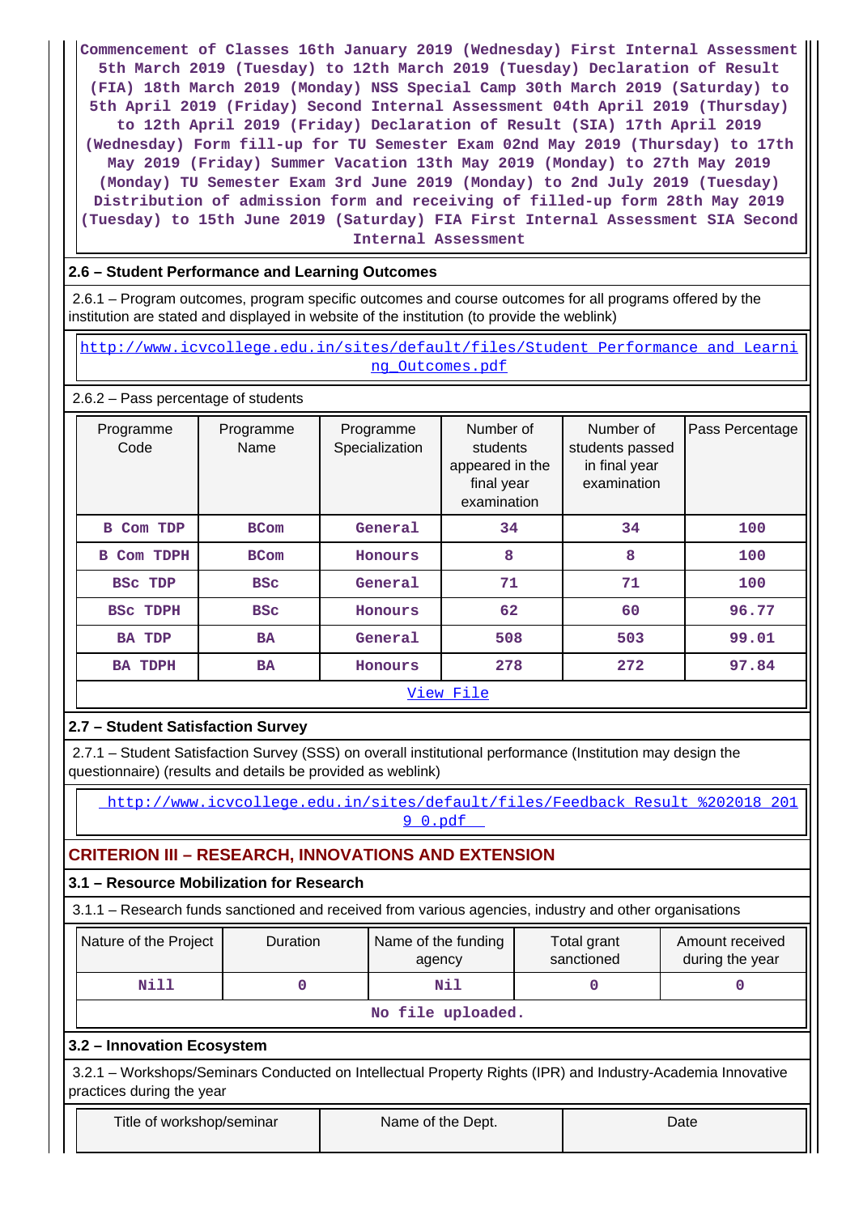Commencement of Classes 16th January 2019 (Wednesday) First Internal Assessment 5th March 2019 (Tuesday) to 12th March 2019 (Tuesday) Declaration of Result (FIA) 18th March 2019 (Monday) NSS Special Camp 30th March 2019 (Saturday) to 5th April 2019 (Friday) Second Internal Assessment 04th April 2019 (Thursday) to 12th April 2019 (Friday) Declaration of Result (SIA) 17th April 2019 (Wednesday) Form fill-up for TU Semester Exam 02nd May 2019 (Thursday) to 17th May 2019 (Friday) Summer Vacation 13th May 2019 (Monday) to 27th May 2019 (Monday) TU Semester Exam 3rd June 2019 (Monday) to 2nd July 2019 (Tuesday) Distribution of admission form and receiving of filled-up form 28th May 2019 (Tuesday) to 15th June 2019 (Saturday) FIA First Internal Assessment SIA Second Internal Assessment

### 2.6 – Student Performance and Learning Outcomes

2.6.1 – Program outcomes, program specific outcomes and course outcomes for all programs offered by the institution are stated and displayed in website of the institution (to provide the weblink)

http://www.icvcollege.edu.in/sites/default/files/Student Performance and Learning_Outcomes.pdf

2.6.2 – Pass percentage of students

| Programme Code | Programme Name | Programme Specialization | Number of students appeared in the final year examination | Number of students passed in final year examination | Pass Percentage |
|---|---|---|---|---|---|
| B Com TDP | BCom | General | 34 | 34 | 100 |
| B Com TDPH | BCom | Honours | 8 | 8 | 100 |
| BSc TDP | BSc | General | 71 | 71 | 100 |
| BSc TDPH | BSc | Honours | 62 | 60 | 96.77 |
| BA TDP | BA | General | 508 | 503 | 99.01 |
| BA TDPH | BA | Honours | 278 | 272 | 97.84 |

View File

### 2.7 – Student Satisfaction Survey

2.7.1 – Student Satisfaction Survey (SSS) on overall institutional performance (Institution may design the questionnaire) (results and details be provided as weblink)

http://www.icvcollege.edu.in/sites/default/files/Feedback Result %202018 2019 0.pdf

## CRITERION III – RESEARCH, INNOVATIONS AND EXTENSION

### 3.1 – Resource Mobilization for Research

3.1.1 – Research funds sanctioned and received from various agencies, industry and other organisations

| Nature of the Project | Duration | Name of the funding agency | Total grant sanctioned | Amount received during the year |
|---|---|---|---|---|
| Nill | 0 | Nil | 0 | 0 |

No file uploaded.

### 3.2 – Innovation Ecosystem

3.2.1 – Workshops/Seminars Conducted on Intellectual Property Rights (IPR) and Industry-Academia Innovative practices during the year

| Title of workshop/seminar | Name of the Dept. | Date |
|---|---|---|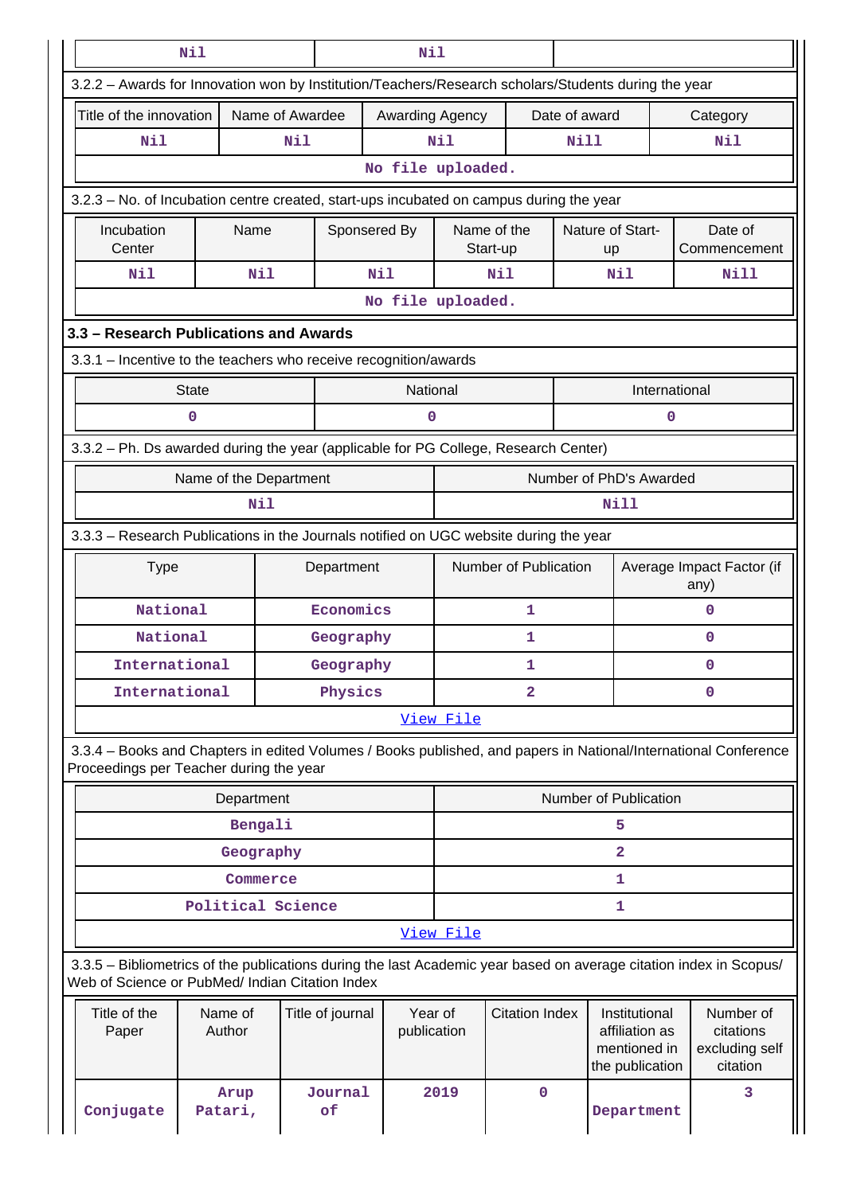| Nil | Nil | |
|---|---|---|

3.2.2 – Awards for Innovation won by Institution/Teachers/Research scholars/Students during the year

| Title of the innovation | Name of Awardee | Awarding Agency | Date of award | Category |
|---|---|---|---|---|
| Nil | Nil | Nil | Nill | Nil |
| No file uploaded. | | | | |

3.2.3 – No. of Incubation centre created, start-ups incubated on campus during the year

| Incubation Center | Name | Sponsered By | Name of the Start-up | Nature of Start-up | Date of Commencement |
|---|---|---|---|---|---|
| Nil | Nil | Nil | Nil | Nil | Nill |
| No file uploaded. | | | | | |

### 3.3 – Research Publications and Awards

3.3.1 – Incentive to the teachers who receive recognition/awards

| State | National | International |
|---|---|---|
| 0 | 0 | 0 |

3.3.2 – Ph. Ds awarded during the year (applicable for PG College, Research Center)

| Name of the Department | Number of PhD's Awarded |
|---|---|
| Nil | Nill |

3.3.3 – Research Publications in the Journals notified on UGC website during the year

| Type | Department | Number of Publication | Average Impact Factor (if any) |
|---|---|---|---|
| National | Economics | 1 | 0 |
| National | Geography | 1 | 0 |
| International | Geography | 1 | 0 |
| International | Physics | 2 | 0 |
| View File | | | |

3.3.4 – Books and Chapters in edited Volumes / Books published, and papers in National/International Conference Proceedings per Teacher during the year

| Department | Number of Publication |
|---|---|
| Bengali | 5 |
| Geography | 2 |
| Commerce | 1 |
| Political Science | 1 |
| View File | |

3.3.5 – Bibliometrics of the publications during the last Academic year based on average citation index in Scopus/ Web of Science or PubMed/ Indian Citation Index

| Title of the Paper | Name of Author | Title of journal | Year of publication | Citation Index | Institutional affiliation as mentioned in the publication | Number of citations excluding self citation |
|---|---|---|---|---|---|---|
| Conjugate | Arup Patari, | Journal of | 2019 | 0 | Department | 3 |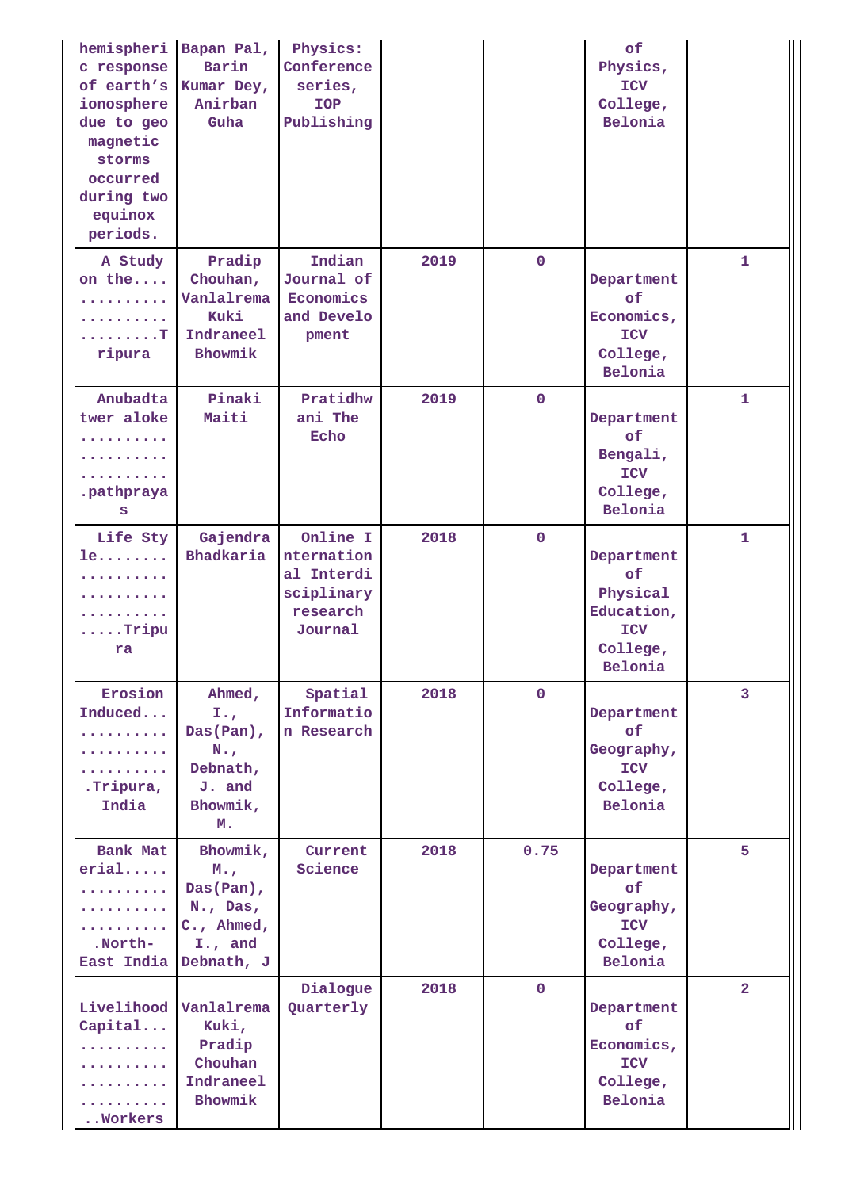| | | | | | | |
|---|---|---|---|---|---|---|
| hemispheric response of earth's ionosphere due to geo magnetic storms occurred during two equinox periods. | Bapan Pal, Barin Kumar Dey, Anirban Guha | Physics: Conference series, IOP Publishing | | | of Physics, ICV College, Belonia | |
| A Study on the.... .......... .......... .........Tripura | Pradip Chouhan, Vanlalrema Kuki Indraneel Bhowmik | Indian Journal of Economics and Development | 2019 | 0 | Department of Economics, ICV College, Belonia | 1 |
| Anubadtatwer aloke .......... .......... .......... .pathprayas | Pinaki Maiti | Pratidhwani The Echo | 2019 | 0 | Department of Bengali, ICV College, Belonia | 1 |
| Life Style........ .......... .......... .......... .....Tripura | Gajendra Bhadkaria | Online International Interdisciplinary research Journal | 2018 | 0 | Department of Physical Education, ICV College, Belonia | 1 |
| Erosion Induced... .......... .......... .......... .Tripura, India | Ahmed, I., Das(Pan), N., Debnath, J. and Bhowmik, M. | Spatial Information Research | 2018 | 0 | Department of Geography, ICV College, Belonia | 3 |
| Bank Material..... .......... .......... .......... .North-East India | Bhowmik, M., Das(Pan), N., Das, C., Ahmed, I., and Debnath, J | Current Science | 2018 | 0.75 | Department of Geography, ICV College, Belonia | 5 |
| Livelihood Capital... .......... .......... .......... .......... ..Workers | Vanlalrema Kuki, Pradip Chouhan Indraneel Bhowmik | Dialogue Quarterly | 2018 | 0 | Department of Economics, ICV College, Belonia | 2 |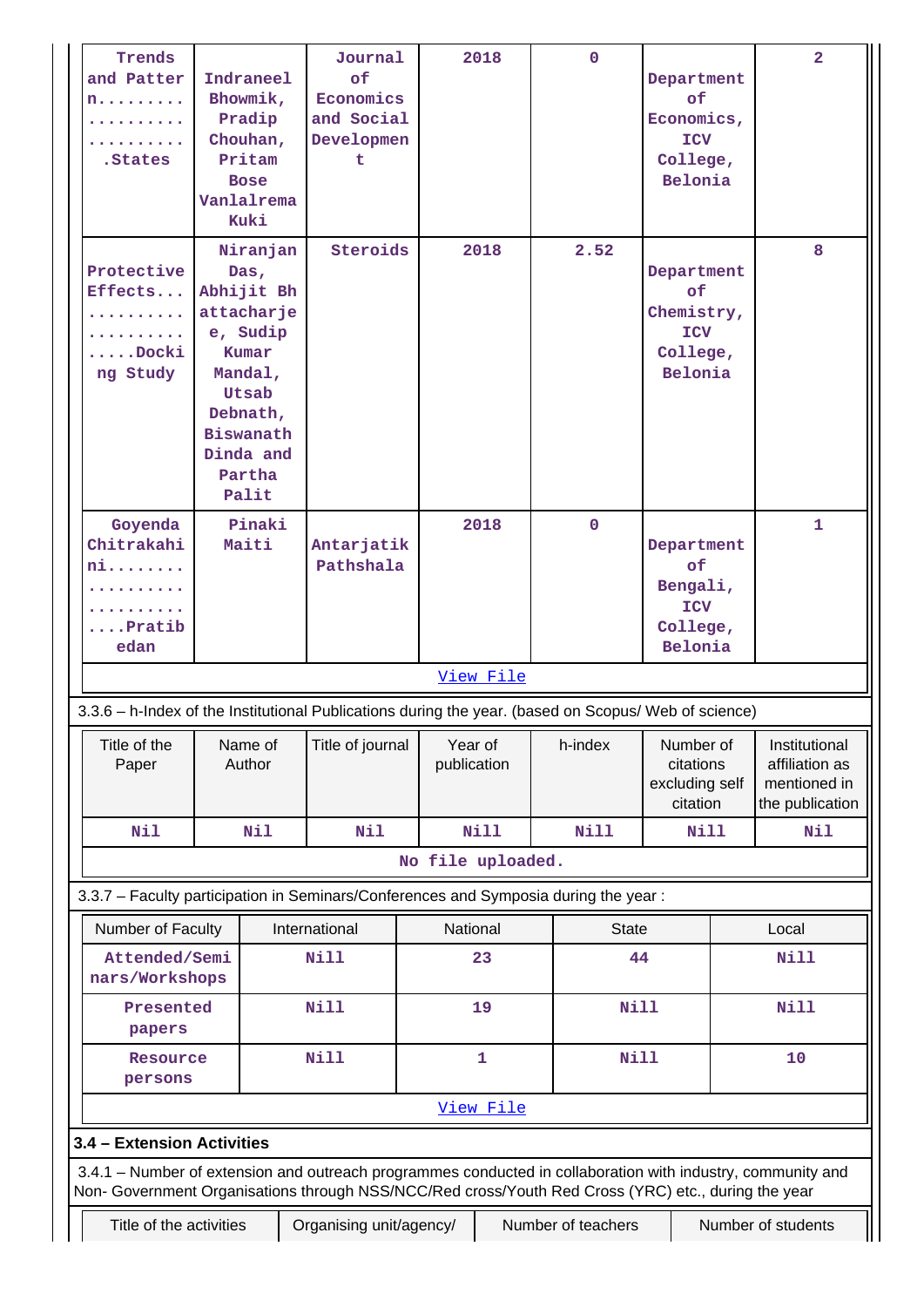| Trends and Pattern.............................States | Indraneel Bhowmik, Pradip Chouhan, Pritam Bose Vanlalrema Kuki | Journal of Economics and Social Development | 2018 | 0 | Department of Economics, ICV College, Belonia | 2 |
|---|---|---|---|---|---|---|
| Protective Effects...........................Docking Study | Niranjan Das, Abhijit Bhattacharje e, Sudip Kumar Mandal, Utsab Debnath, Biswanath Dinda and Partha Palit | Steroids | 2018 | 2.52 | Department of Chemistry, ICV College, Belonia | 8 |
| Goyenda Chitrakahini............................Pratibedan | Pinaki Maiti | Antarjatik Pathshala | 2018 | 0 | Department of Bengali, ICV College, Belonia | 1 |
| View File | | | | | | |

3.3.6 – h-Index of the Institutional Publications during the year. (based on Scopus/ Web of science)

| Title of the Paper | Name of Author | Title of journal | Year of publication | h-index | Number of citations excluding self citation | Institutional affiliation as mentioned in the publication |
|---|---|---|---|---|---|---|
| Nil | Nil | Nil | Nill | Nill | Nill | Nil |
| No file uploaded. | | | | | | |

3.3.7 – Faculty participation in Seminars/Conferences and Symposia during the year :

| Number of Faculty | International | National | State | Local |
|---|---|---|---|---|
| Attended/Seminars/Workshops | Nill | 23 | 44 | Nill |
| Presented papers | Nill | 19 | Nill | Nill |
| Resource persons | Nill | 1 | Nill | 10 |
| View File | | | | |

**3.4 – Extension Activities**

3.4.1 – Number of extension and outreach programmes conducted in collaboration with industry, community and Non- Government Organisations through NSS/NCC/Red cross/Youth Red Cross (YRC) etc., during the year

| Title of the activities | Organising unit/agency/ | Number of teachers | Number of students |
|---|---|---|---|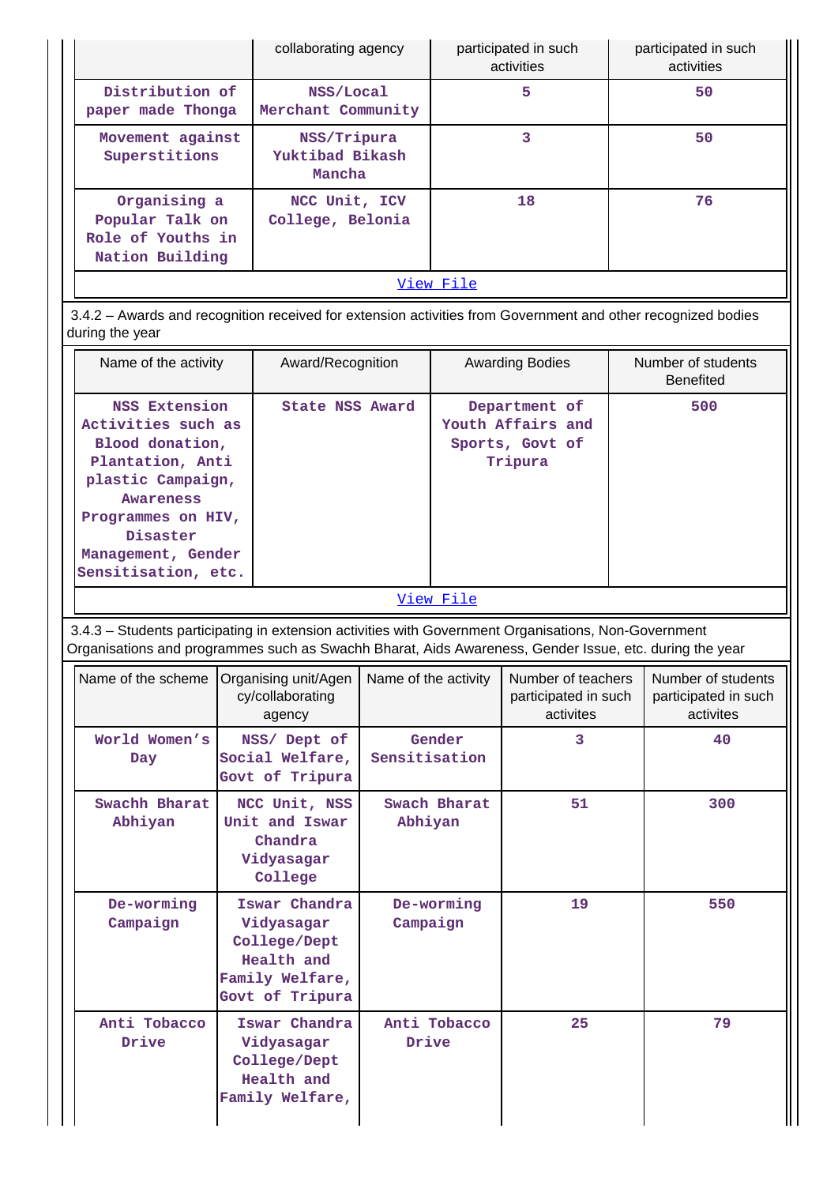| | collaborating agency | participated in such activities | participated in such activities |
|---|---|---|---|
| Distribution of paper made Thonga | NSS/Local Merchant Community | 5 | 50 |
| Movement against Superstitions | NSS/Tripura Yuktibad Bikash Mancha | 3 | 50 |
| Organising a Popular Talk on Role of Youths in Nation Building | NCC Unit, ICV College, Belonia | 18 | 76 |

View File

3.4.2 – Awards and recognition received for extension activities from Government and other recognized bodies during the year

| Name of the activity | Award/Recognition | Awarding Bodies | Number of students Benefited |
|---|---|---|---|
| NSS Extension Activities such as Blood donation, Plantation, Anti plastic Campaign, Awareness Programmes on HIV, Disaster Management, Gender Sensitisation, etc. | State NSS Award | Department of Youth Affairs and Sports, Govt of Tripura | 500 |

View File

3.4.3 – Students participating in extension activities with Government Organisations, Non-Government Organisations and programmes such as Swachh Bharat, Aids Awareness, Gender Issue, etc. during the year

| Name of the scheme | Organising unit/Agency/collaborating agency | Name of the activity | Number of teachers participated in such activites | Number of students participated in such activites |
|---|---|---|---|---|
| World Women's Day | NSS/ Dept of Social Welfare, Govt of Tripura | Gender Sensitisation | 3 | 40 |
| Swachh Bharat Abhiyan | NCC Unit, NSS Unit and Iswar Chandra Vidyasagar College | Swach Bharat Abhiyan | 51 | 300 |
| De-worming Campaign | Iswar Chandra Vidyasagar College/Dept Health and Family Welfare, Govt of Tripura | De-worming Campaign | 19 | 550 |
| Anti Tobacco Drive | Iswar Chandra Vidyasagar College/Dept Health and Family Welfare, | Anti Tobacco Drive | 25 | 79 |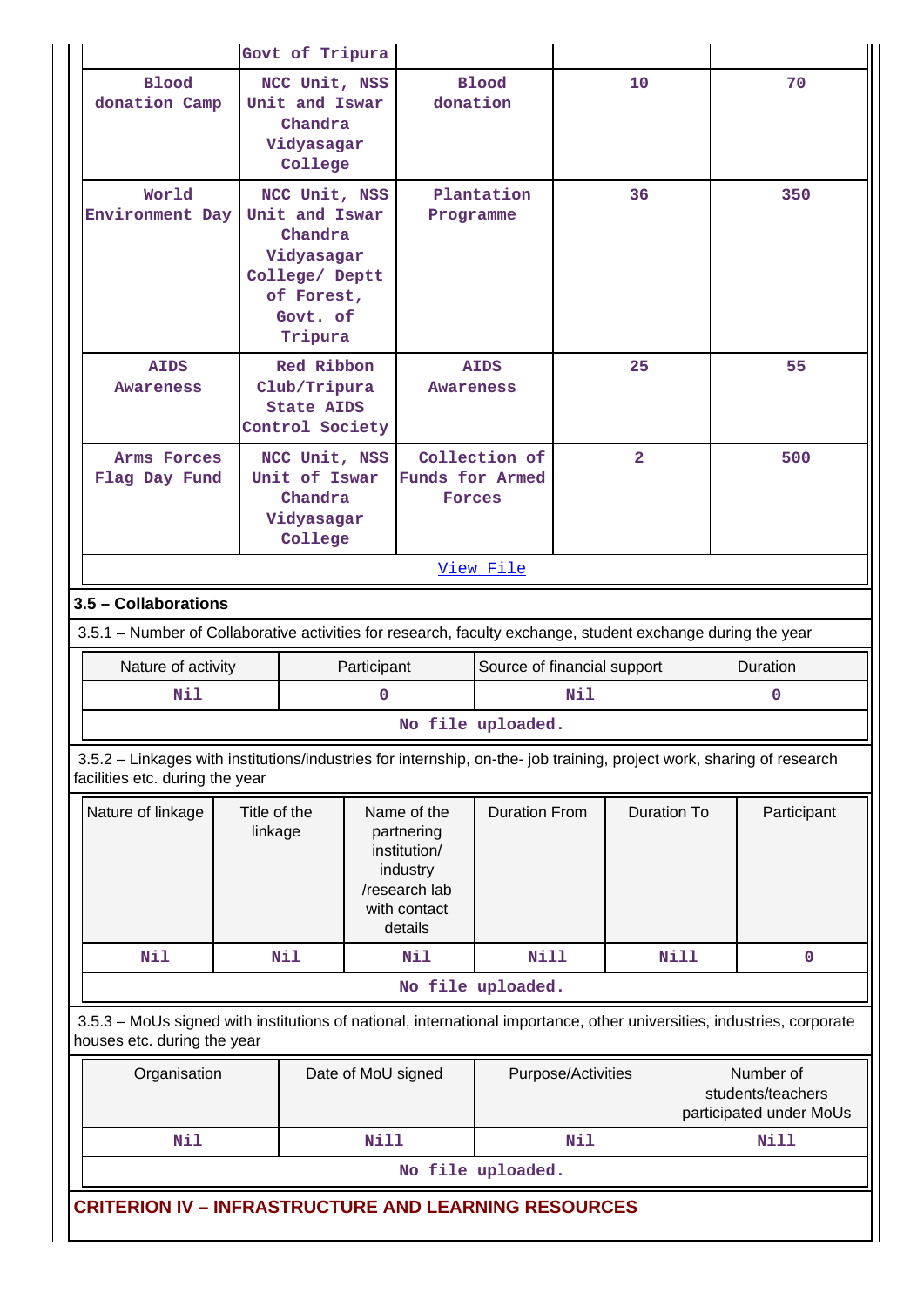| | Govt of Tripura | | | |
|---|---|---|---|---|
| Blood donation Camp | NCC Unit, NSS Unit and Iswar Chandra Vidyasagar College | Blood donation | 10 | 70 |
| World Environment Day | NCC Unit, NSS Unit and Iswar Chandra Vidyasagar College/ Deptt of Forest, Govt. of Tripura | Plantation Programme | 36 | 350 |
| AIDS Awareness | Red Ribbon Club/Tripura State AIDS Control Society | AIDS Awareness | 25 | 55 |
| Arms Forces Flag Day Fund | NCC Unit, NSS Unit of Iswar Chandra Vidyasagar College | Collection of Funds for Armed Forces | 2 | 500 |

View File

### 3.5 – Collaborations

3.5.1 – Number of Collaborative activities for research, faculty exchange, student exchange during the year

| Nature of activity | Participant | Source of financial support | Duration |
|---|---|---|---|
| Nil | 0 | Nil | 0 |

No file uploaded.

3.5.2 – Linkages with institutions/industries for internship, on-the- job training, project work, sharing of research facilities etc. during the year

| Nature of linkage | Title of the linkage | Name of the partnering institution/ industry /research lab with contact details | Duration From | Duration To | Participant |
|---|---|---|---|---|---|
| Nil | Nil | Nil | Nill | Nill | 0 |

No file uploaded.

3.5.3 – MoUs signed with institutions of national, international importance, other universities, industries, corporate houses etc. during the year

| Organisation | Date of MoU signed | Purpose/Activities | Number of students/teachers participated under MoUs |
|---|---|---|---|
| Nil | Nill | Nil | Nill |

No file uploaded.

## CRITERION IV – INFRASTRUCTURE AND LEARNING RESOURCES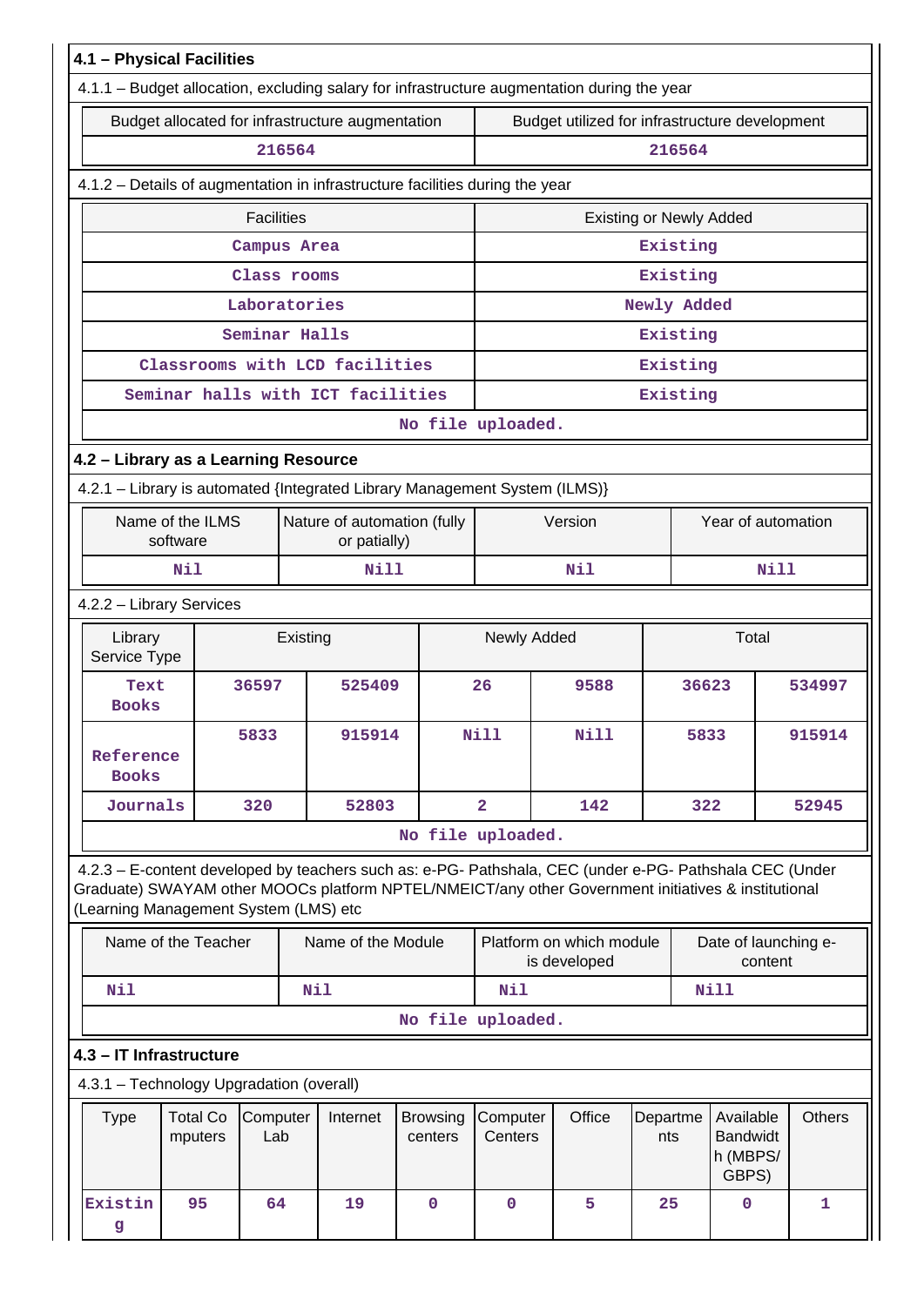## 4.1 – Physical Facilities

4.1.1 – Budget allocation, excluding salary for infrastructure augmentation during the year

| Budget allocated for infrastructure augmentation | Budget utilized for infrastructure development |
|---|---|
| 216564 | 216564 |

4.1.2 – Details of augmentation in infrastructure facilities during the year

| Facilities | Existing or Newly Added |
|---|---|
| Campus Area | Existing |
| Class rooms | Existing |
| Laboratories | Newly Added |
| Seminar Halls | Existing |
| Classrooms with LCD facilities | Existing |
| Seminar halls with ICT facilities | Existing |
| No file uploaded. | |

## 4.2 – Library as a Learning Resource

4.2.1 – Library is automated {Integrated Library Management System (ILMS)}

| Name of the ILMS software | Nature of automation (fully or patially) | Version | Year of automation |
|---|---|---|---|
| Nil | Nill | Nil | Nill |

4.2.2 – Library Services

| Library Service Type | Existing | | Newly Added | | Total | |
|---|---|---|---|---|---|---|
| Text Books | 36597 | 525409 | 26 | 9588 | 36623 | 534997 |
| Reference Books | 5833 | 915914 | Nill | Nill | 5833 | 915914 |
| Journals | 320 | 52803 | 2 | 142 | 322 | 52945 |
| No file uploaded. | | | | | | |

4.2.3 – E-content developed by teachers such as: e-PG- Pathshala, CEC (under e-PG- Pathshala CEC (Under Graduate) SWAYAM other MOOCs platform NPTEL/NMEICT/any other Government initiatives & institutional (Learning Management System (LMS) etc

| Name of the Teacher | Name of the Module | Platform on which module is developed | Date of launching e-content |
|---|---|---|---|
| Nil | Nil | Nil | Nill |
| No file uploaded. | | | |

## 4.3 – IT Infrastructure

4.3.1 – Technology Upgradation (overall)

| Type | Total Computers | Computer Lab | Internet | Browsing centers | Computer Centers | Office | Departments | Available Bandwidth (MBPS/ GBPS) | Others |
|---|---|---|---|---|---|---|---|---|---|
| Existing | 95 | 64 | 19 | 0 | 0 | 5 | 25 | 0 | 1 |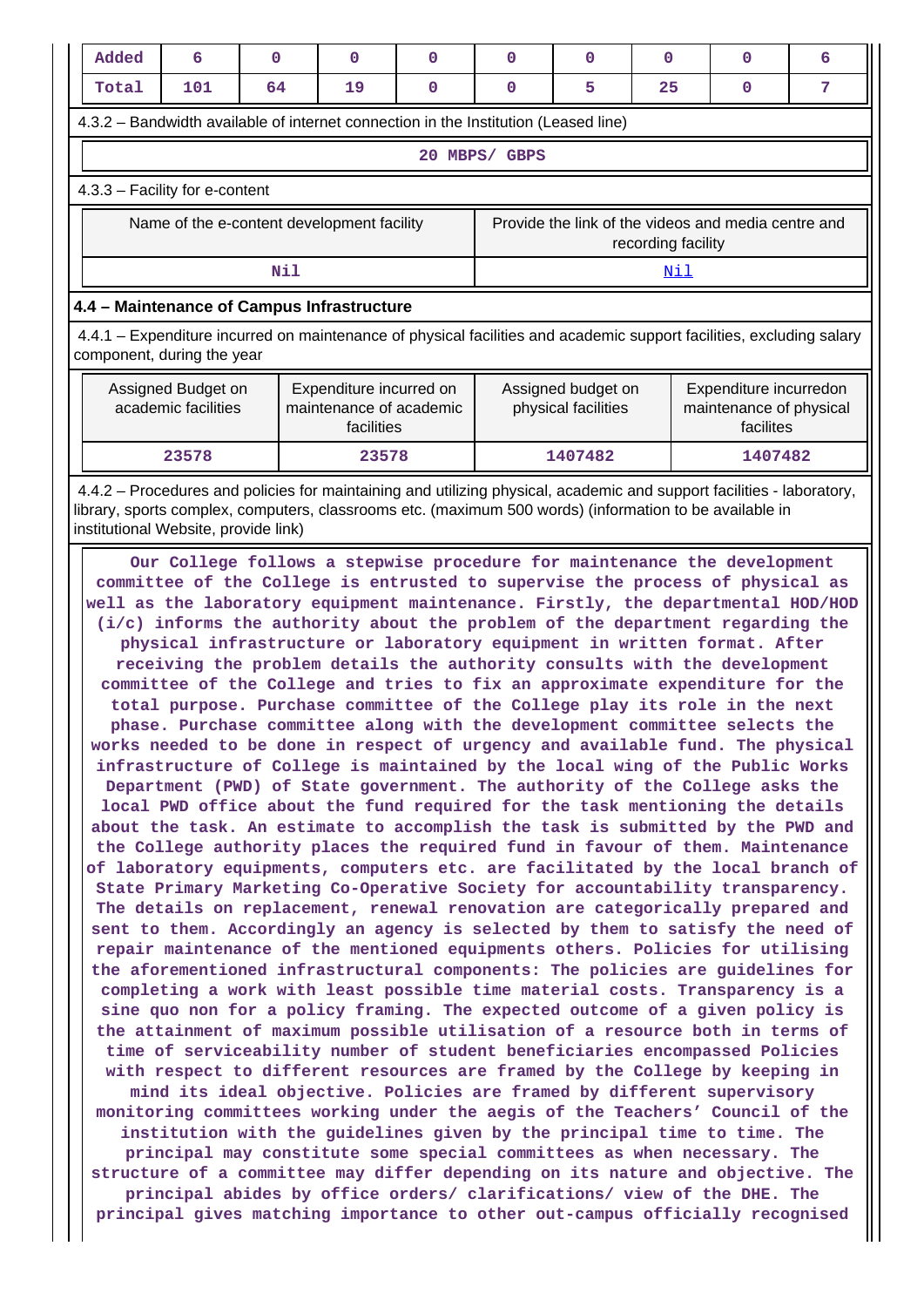| Added | 6 | 0 | 0 | 0 | 0 | 0 | 0 | 0 | 6 |
|---|---|---|---|---|---|---|---|---|---|
| Total | 101 | 64 | 19 | 0 | 0 | 5 | 25 | 0 | 7 |

4.3.2 – Bandwidth available of internet connection in the Institution (Leased line)

20 MBPS/ GBPS

4.3.3 – Facility for e-content

| Name of the e-content development facility | Provide the link of the videos and media centre and recording facility |
|---|---|
| Nil | Nil |

### 4.4 – Maintenance of Campus Infrastructure

4.4.1 – Expenditure incurred on maintenance of physical facilities and academic support facilities, excluding salary component, during the year

| Assigned Budget on academic facilities | Expenditure incurred on maintenance of academic facilities | Assigned budget on physical facilities | Expenditure incurredon maintenance of physical facilites |
|---|---|---|---|
| 23578 | 23578 | 1407482 | 1407482 |

4.4.2 – Procedures and policies for maintaining and utilizing physical, academic and support facilities - laboratory, library, sports complex, computers, classrooms etc. (maximum 500 words) (information to be available in institutional Website, provide link)

Our College follows a stepwise procedure for maintenance the development committee of the College is entrusted to supervise the process of physical as well as the laboratory equipment maintenance. Firstly, the departmental HOD/HOD (i/c) informs the authority about the problem of the department regarding the physical infrastructure or laboratory equipment in written format. After receiving the problem details the authority consults with the development committee of the College and tries to fix an approximate expenditure for the total purpose. Purchase committee of the College play its role in the next phase. Purchase committee along with the development committee selects the works needed to be done in respect of urgency and available fund. The physical infrastructure of College is maintained by the local wing of the Public Works Department (PWD) of State government. The authority of the College asks the local PWD office about the fund required for the task mentioning the details about the task. An estimate to accomplish the task is submitted by the PWD and the College authority places the required fund in favour of them. Maintenance of laboratory equipments, computers etc. are facilitated by the local branch of State Primary Marketing Co-Operative Society for accountability transparency. The details on replacement, renewal renovation are categorically prepared and sent to them. Accordingly an agency is selected by them to satisfy the need of repair maintenance of the mentioned equipments others. Policies for utilising the aforementioned infrastructural components: The policies are guidelines for completing a work with least possible time material costs. Transparency is a sine quo non for a policy framing. The expected outcome of a given policy is the attainment of maximum possible utilisation of a resource both in terms of time of serviceability number of student beneficiaries encompassed Policies with respect to different resources are framed by the College by keeping in mind its ideal objective. Policies are framed by different supervisory monitoring committees working under the aegis of the Teachers' Council of the institution with the guidelines given by the principal time to time. The principal may constitute some special committees as when necessary. The structure of a committee may differ depending on its nature and objective. The principal abides by office orders/ clarifications/ view of the DHE. The principal gives matching importance to other out-campus officially recognised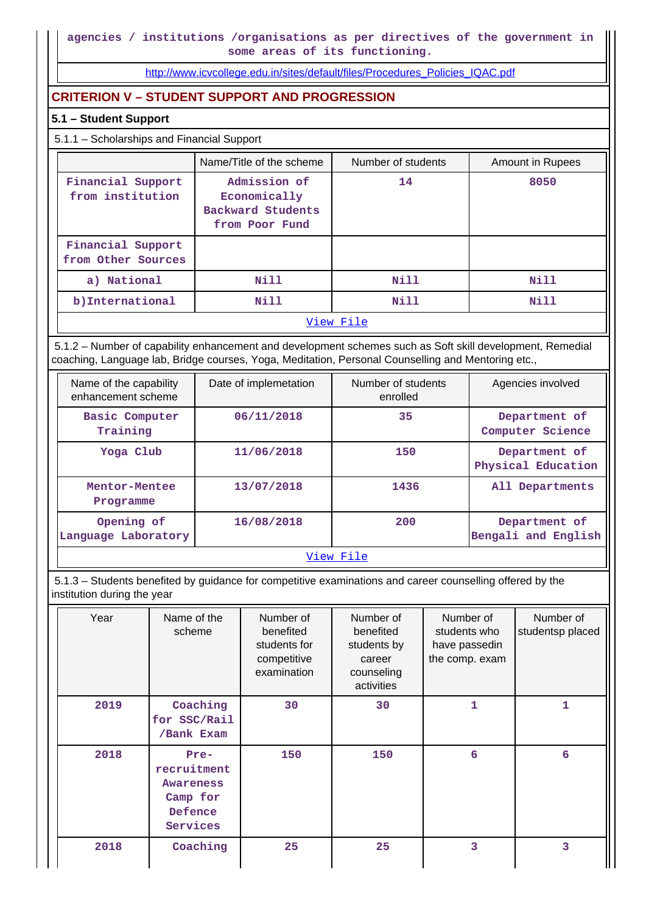agencies / institutions /organisations as per directives of the government in some areas of its functioning.

http://www.icvcollege.edu.in/sites/default/files/Procedures_Policies_IQAC.pdf

## CRITERION V – STUDENT SUPPORT AND PROGRESSION

### 5.1 – Student Support

5.1.1 – Scholarships and Financial Support

| | Name/Title of the scheme | Number of students | Amount in Rupees |
|---|---|---|---|
| Financial Support from institution | Admission of Economically Backward Students from Poor Fund | 14 | 8050 |
| Financial Support from Other Sources | | | |
| a) National | Nill | Nill | Nill |
| b)International | Nill | Nill | Nill |
| View File | | | |

5.1.2 – Number of capability enhancement and development schemes such as Soft skill development, Remedial coaching, Language lab, Bridge courses, Yoga, Meditation, Personal Counselling and Mentoring etc.,

| Name of the capability enhancement scheme | Date of implemetation | Number of students enrolled | Agencies involved |
|---|---|---|---|
| Basic Computer Training | 06/11/2018 | 35 | Department of Computer Science |
| Yoga Club | 11/06/2018 | 150 | Department of Physical Education |
| Mentor-Mentee Programme | 13/07/2018 | 1436 | All Departments |
| Opening of Language Laboratory | 16/08/2018 | 200 | Department of Bengali and English |
| View File | | | |

5.1.3 – Students benefited by guidance for competitive examinations and career counselling offered by the institution during the year

| Year | Name of the scheme | Number of benefited students for competitive examination | Number of benefited students by career counseling activities | Number of students who have passedin the comp. exam | Number of studentsp placed |
|---|---|---|---|---|---|
| 2019 | Coaching for SSC/Rail /Bank Exam | 30 | 30 | 1 | 1 |
| 2018 | Pre-recruitment Awareness Camp for Defence Services | 150 | 150 | 6 | 6 |
| 2018 | Coaching | 25 | 25 | 3 | 3 |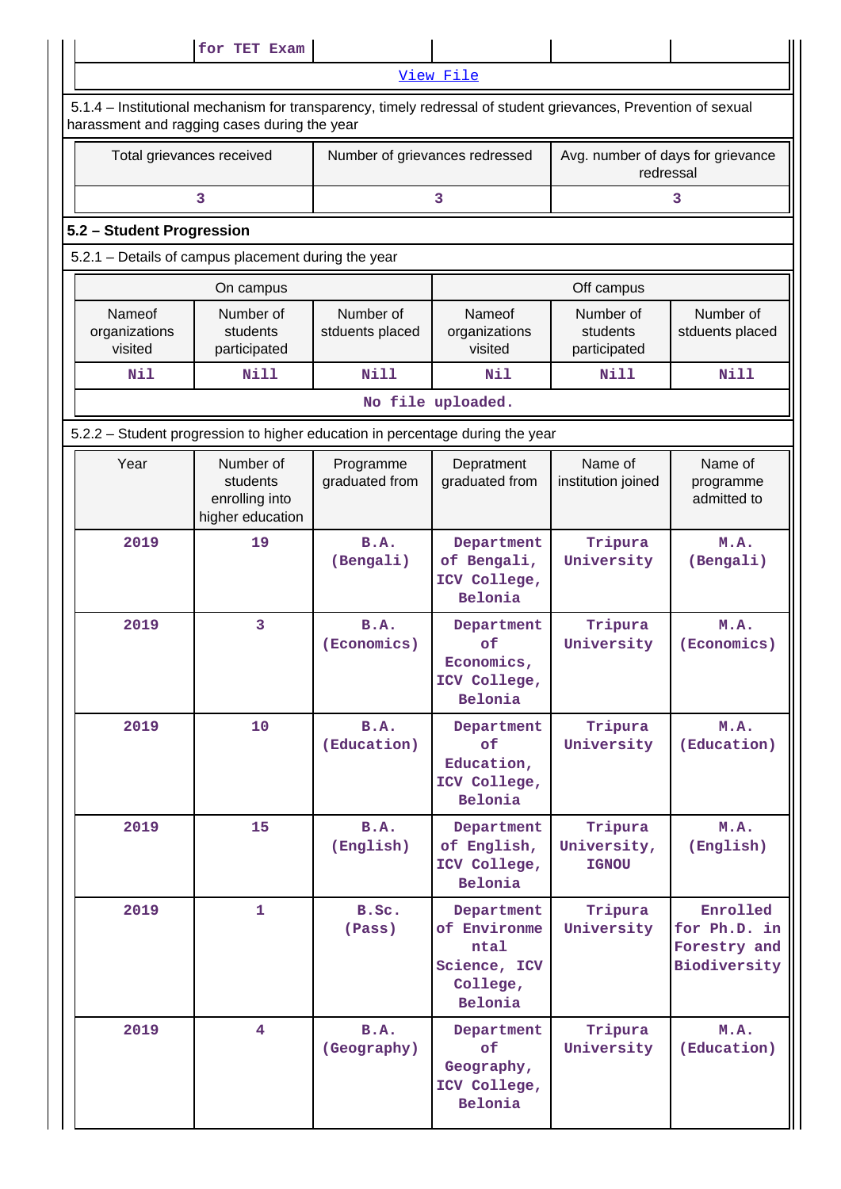| | for TET Exam | | | |
|---|---|---|---|---|

[View File]

5.1.4 – Institutional mechanism for transparency, timely redressal of student grievances, Prevention of sexual harassment and ragging cases during the year

| Total grievances received | Number of grievances redressed | Avg. number of days for grievance redressal |
|---|---|---|
| 3 | 3 | 3 |

**5.2 – Student Progression**

5.2.1 – Details of campus placement during the year

| On campus | | | Off campus | | |
|---|---|---|---|---|---|
| Nameof organizations visited | Number of students participated | Number of stduents placed | Nameof organizations visited | Number of students participated | Number of stduents placed |
| Nil | Nill | Nill | Nil | Nill | Nill |

No file uploaded.

5.2.2 – Student progression to higher education in percentage during the year

| Year | Number of students enrolling into higher education | Programme graduated from | Depratment graduated from | Name of institution joined | Name of programme admitted to |
|---|---|---|---|---|---|
| 2019 | 19 | B.A. (Bengali) | Department of Bengali, ICV College, Belonia | Tripura University | M.A. (Bengali) |
| 2019 | 3 | B.A. (Economics) | Department of Economics, ICV College, Belonia | Tripura University | M.A. (Economics) |
| 2019 | 10 | B.A. (Education) | Department of Education, ICV College, Belonia | Tripura University | M.A. (Education) |
| 2019 | 15 | B.A. (English) | Department of English, ICV College, Belonia | Tripura University, IGNOU | M.A. (English) |
| 2019 | 1 | B.Sc. (Pass) | Department of Environmental Science, ICV College, Belonia | Tripura University | Enrolled for Ph.D. in Forestry and Biodiversity |
| 2019 | 4 | B.A. (Geography) | Department of Geography, ICV College, Belonia | Tripura University | M.A. (Education) |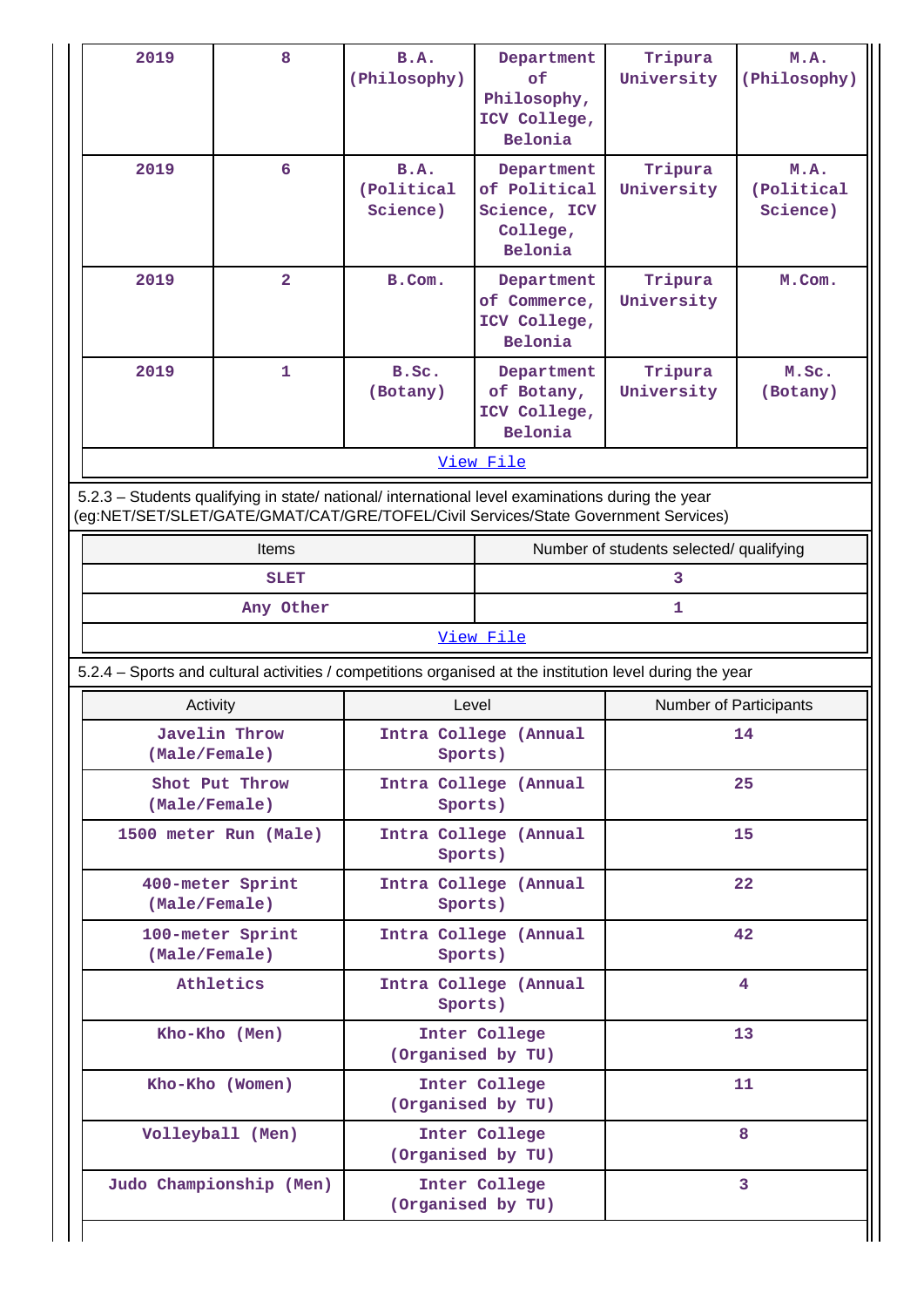| 2019 | 8 | B.A. (Philosophy) | Department of Philosophy, ICV College, Belonia | Tripura University | M.A. (Philosophy) |
|---|---|---|---|---|---|
| 2019 | 6 | B.A. (Political Science) | Department of Political Science, ICV College, Belonia | Tripura University | M.A. (Political Science) |
| 2019 | 2 | B.Com. | Department of Commerce, ICV College, Belonia | Tripura University | M.Com. |
| 2019 | 1 | B.Sc. (Botany) | Department of Botany, ICV College, Belonia | Tripura University | M.Sc. (Botany) |

View File

5.2.3 – Students qualifying in state/ national/ international level examinations during the year (eg:NET/SET/SLET/GATE/GMAT/CAT/GRE/TOFEL/Civil Services/State Government Services)

| Items | Number of students selected/ qualifying |
|---|---|
| SLET | 3 |
| Any Other | 1 |

View File

5.2.4 – Sports and cultural activities / competitions organised at the institution level during the year

| Activity | Level | Number of Participants |
|---|---|---|
| Javelin Throw (Male/Female) | Intra College (Annual Sports) | 14 |
| Shot Put Throw (Male/Female) | Intra College (Annual Sports) | 25 |
| 1500 meter Run (Male) | Intra College (Annual Sports) | 15 |
| 400-meter Sprint (Male/Female) | Intra College (Annual Sports) | 22 |
| 100-meter Sprint (Male/Female) | Intra College (Annual Sports) | 42 |
| Athletics | Intra College (Annual Sports) | 4 |
| Kho-Kho (Men) | Inter College (Organised by TU) | 13 |
| Kho-Kho (Women) | Inter College (Organised by TU) | 11 |
| Volleyball (Men) | Inter College (Organised by TU) | 8 |
| Judo Championship (Men) | Inter College (Organised by TU) | 3 |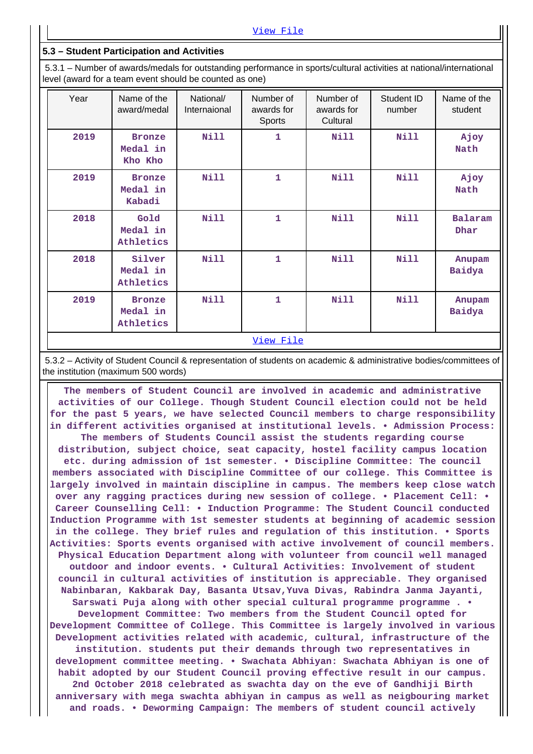View File

### 5.3 – Student Participation and Activities

5.3.1 – Number of awards/medals for outstanding performance in sports/cultural activities at national/international level (award for a team event should be counted as one)

| Year | Name of the award/medal | National/ Internaional | Number of awards for Sports | Number of awards for Cultural | Student ID number | Name of the student |
|---|---|---|---|---|---|---|
| 2019 | Bronze Medal in Kho Kho | Nill | 1 | Nill | Nill | Ajoy Nath |
| 2019 | Bronze Medal in Kabadi | Nill | 1 | Nill | Nill | Ajoy Nath |
| 2018 | Gold Medal in Athletics | Nill | 1 | Nill | Nill | Balaram Dhar |
| 2018 | Silver Medal in Athletics | Nill | 1 | Nill | Nill | Anupam Baidya |
| 2019 | Bronze Medal in Athletics | Nill | 1 | Nill | Nill | Anupam Baidya |

View File

5.3.2 – Activity of Student Council & representation of students on academic & administrative bodies/committees of the institution (maximum 500 words)

The members of Student Council are involved in academic and administrative activities of our College. Though Student Council election could not be held for the past 5 years, we have selected Council members to charge responsibility in different activities organised at institutional levels. • Admission Process: The members of Students Council assist the students regarding course distribution, subject choice, seat capacity, hostel facility campus location etc. during admission of 1st semester. • Discipline Committee: The council members associated with Discipline Committee of our college. This Committee is largely involved in maintain discipline in campus. The members keep close watch over any ragging practices during new session of college. • Placement Cell: • Career Counselling Cell: • Induction Programme: The Student Council conducted Induction Programme with 1st semester students at beginning of academic session in the college. They brief rules and regulation of this institution. • Sports Activities: Sports events organised with active involvement of council members. Physical Education Department along with volunteer from council well managed outdoor and indoor events. • Cultural Activities: Involvement of student council in cultural activities of institution is appreciable. They organised Nabinbaran, Kakbarak Day, Basanta Utsav,Yuva Divas, Rabindra Janma Jayanti, Sarswati Puja along with other special cultural programme programme . • Development Committee: Two members from the Student Council opted for Development Committee of College. This Committee is largely involved in various Development activities related with academic, cultural, infrastructure of the institution. students put their demands through two representatives in development committee meeting. • Swachata Abhiyan: Swachata Abhiyan is one of habit adopted by our Student Council proving effective result in our campus. 2nd October 2018 celebrated as swachta day on the eve of Gandhiji Birth anniversary with mega swachta abhiyan in campus as well as neigbouring market and roads. • Deworming Campaign: The members of student council actively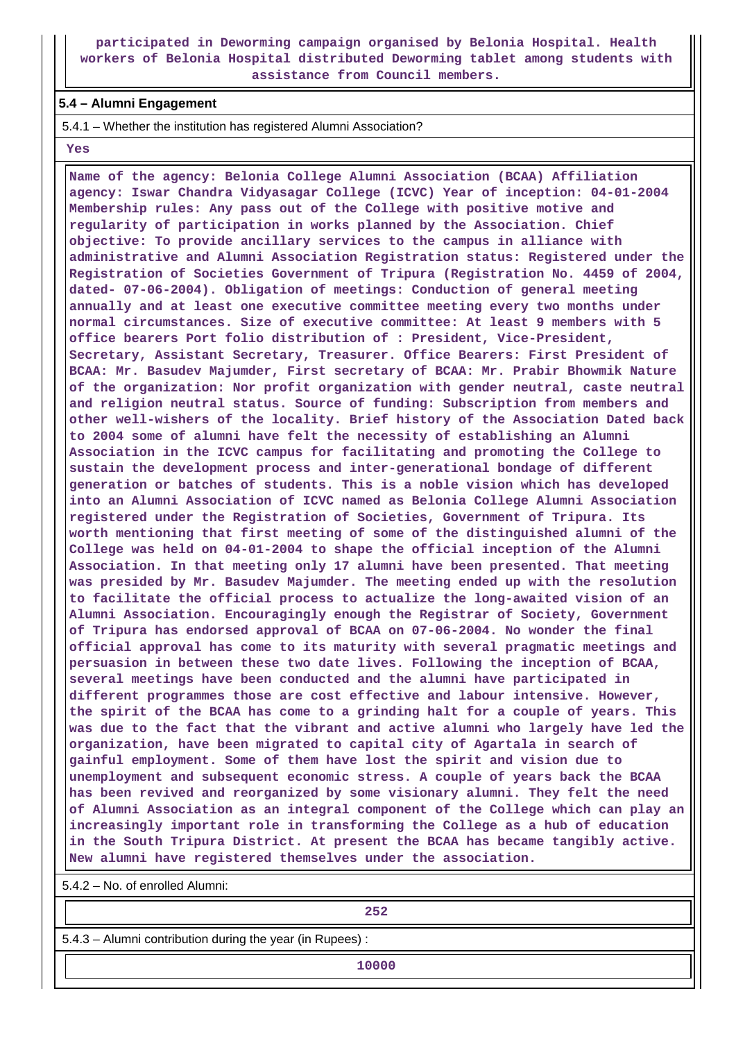**participated in Deworming campaign organised by Belonia Hospital. Health workers of Belonia Hospital distributed Deworming tablet among students with assistance from Council members.**

### 5.4 – Alumni Engagement

5.4.1 – Whether the institution has registered Alumni Association?

**Yes**

**Name of the agency: Belonia College Alumni Association (BCAA) Affiliation agency: Iswar Chandra Vidyasagar College (ICVC) Year of inception: 04-01-2004 Membership rules: Any pass out of the College with positive motive and regularity of participation in works planned by the Association. Chief objective: To provide ancillary services to the campus in alliance with administrative and Alumni Association Registration status: Registered under the Registration of Societies Government of Tripura (Registration No. 4459 of 2004, dated- 07-06-2004). Obligation of meetings: Conduction of general meeting annually and at least one executive committee meeting every two months under normal circumstances. Size of executive committee: At least 9 members with 5 office bearers Port folio distribution of : President, Vice-President, Secretary, Assistant Secretary, Treasurer. Office Bearers: First President of BCAA: Mr. Basudev Majumder, First secretary of BCAA: Mr. Prabir Bhowmik Nature of the organization: Nor profit organization with gender neutral, caste neutral and religion neutral status. Source of funding: Subscription from members and other well-wishers of the locality. Brief history of the Association Dated back to 2004 some of alumni have felt the necessity of establishing an Alumni Association in the ICVC campus for facilitating and promoting the College to sustain the development process and inter-generational bondage of different generation or batches of students. This is a noble vision which has developed into an Alumni Association of ICVC named as Belonia College Alumni Association registered under the Registration of Societies, Government of Tripura. Its worth mentioning that first meeting of some of the distinguished alumni of the College was held on 04-01-2004 to shape the official inception of the Alumni Association. In that meeting only 17 alumni have been presented. That meeting was presided by Mr. Basudev Majumder. The meeting ended up with the resolution to facilitate the official process to actualize the long-awaited vision of an Alumni Association. Encouragingly enough the Registrar of Society, Government of Tripura has endorsed approval of BCAA on 07-06-2004. No wonder the final official approval has come to its maturity with several pragmatic meetings and persuasion in between these two date lives. Following the inception of BCAA, several meetings have been conducted and the alumni have participated in different programmes those are cost effective and labour intensive. However, the spirit of the BCAA has come to a grinding halt for a couple of years. This was due to the fact that the vibrant and active alumni who largely have led the organization, have been migrated to capital city of Agartala in search of gainful employment. Some of them have lost the spirit and vision due to unemployment and subsequent economic stress. A couple of years back the BCAA has been revived and reorganized by some visionary alumni. They felt the need of Alumni Association as an integral component of the College which can play an increasingly important role in transforming the College as a hub of education in the South Tripura District. At present the BCAA has became tangibly active. New alumni have registered themselves under the association.**

5.4.2 – No. of enrolled Alumni:

**252**

5.4.3 – Alumni contribution during the year (in Rupees) :

**10000**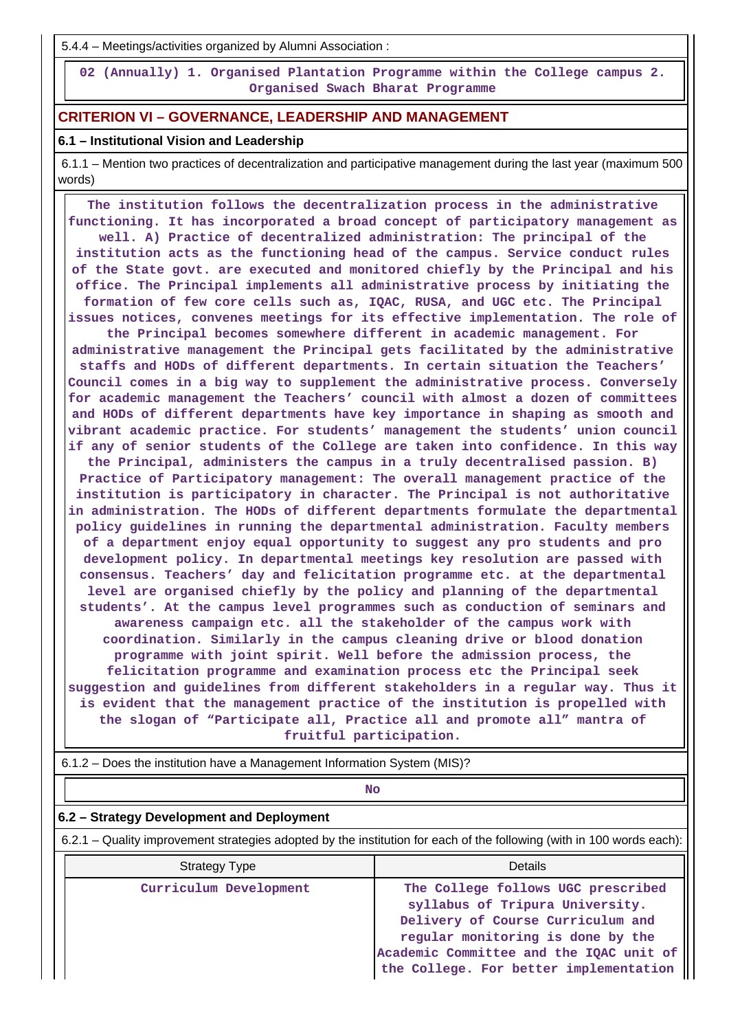5.4.4 – Meetings/activities organized by Alumni Association :

02 (Annually) 1. Organised Plantation Programme within the College campus 2. Organised Swach Bharat Programme

## CRITERION VI – GOVERNANCE, LEADERSHIP AND MANAGEMENT

### 6.1 – Institutional Vision and Leadership

6.1.1 – Mention two practices of decentralization and participative management during the last year (maximum 500 words)

The institution follows the decentralization process in the administrative functioning. It has incorporated a broad concept of participatory management as well. A) Practice of decentralized administration: The principal of the institution acts as the functioning head of the campus. Service conduct rules of the State govt. are executed and monitored chiefly by the Principal and his office. The Principal implements all administrative process by initiating the formation of few core cells such as, IQAC, RUSA, and UGC etc. The Principal issues notices, convenes meetings for its effective implementation. The role of the Principal becomes somewhere different in academic management. For administrative management the Principal gets facilitated by the administrative staffs and HODs of different departments. In certain situation the Teachers' Council comes in a big way to supplement the administrative process. Conversely for academic management the Teachers' council with almost a dozen of committees and HODs of different departments have key importance in shaping as smooth and vibrant academic practice. For students' management the students' union council if any of senior students of the College are taken into confidence. In this way the Principal, administers the campus in a truly decentralised passion. B) Practice of Participatory management: The overall management practice of the institution is participatory in character. The Principal is not authoritative in administration. The HODs of different departments formulate the departmental policy guidelines in running the departmental administration. Faculty members of a department enjoy equal opportunity to suggest any pro students and pro development policy. In departmental meetings key resolution are passed with consensus. Teachers' day and felicitation programme etc. at the departmental level are organised chiefly by the policy and planning of the departmental students'. At the campus level programmes such as conduction of seminars and awareness campaign etc. all the stakeholder of the campus work with coordination. Similarly in the campus cleaning drive or blood donation programme with joint spirit. Well before the admission process, the felicitation programme and examination process etc the Principal seek suggestion and guidelines from different stakeholders in a regular way. Thus it is evident that the management practice of the institution is propelled with the slogan of "Participate all, Practice all and promote all" mantra of fruitful participation.

6.1.2 – Does the institution have a Management Information System (MIS)?

No

### 6.2 – Strategy Development and Deployment

6.2.1 – Quality improvement strategies adopted by the institution for each of the following (with in 100 words each):

| Strategy Type | Details |
|---|---|
| Curriculum Development | The College follows UGC prescribed syllabus of Tripura University. Delivery of Course Curriculum and regular monitoring is done by the Academic Committee and the IQAC unit of the College. For better implementation |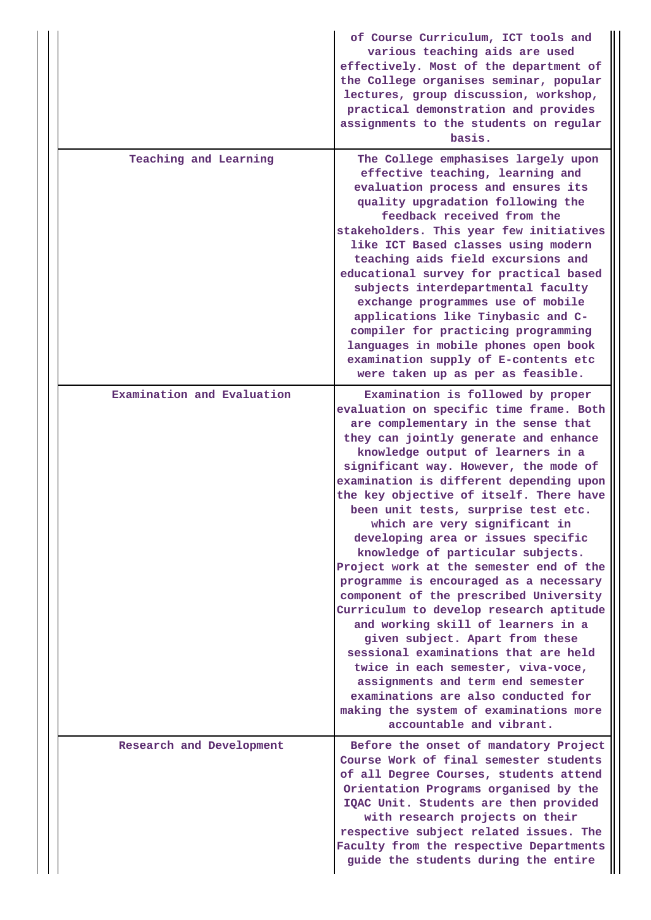| | |
|---|---|
| | of Course Curriculum, ICT tools and various teaching aids are used effectively. Most of the department of the College organises seminar, popular lectures, group discussion, workshop, practical demonstration and provides assignments to the students on regular basis. |
| Teaching and Learning | The College emphasises largely upon effective teaching, learning and evaluation process and ensures its quality upgradation following the feedback received from the stakeholders. This year few initiatives like ICT Based classes using modern teaching aids field excursions and educational survey for practical based subjects interdepartmental faculty exchange programmes use of mobile applications like Tinybasic and C-compiler for practicing programming languages in mobile phones open book examination supply of E-contents etc were taken up as per as feasible. |
| Examination and Evaluation | Examination is followed by proper evaluation on specific time frame. Both are complementary in the sense that they can jointly generate and enhance knowledge output of learners in a significant way. However, the mode of examination is different depending upon the key objective of itself. There have been unit tests, surprise test etc. which are very significant in developing area or issues specific knowledge of particular subjects. Project work at the semester end of the programme is encouraged as a necessary component of the prescribed University Curriculum to develop research aptitude and working skill of learners in a given subject. Apart from these sessional examinations that are held twice in each semester, viva-voce, assignments and term end semester examinations are also conducted for making the system of examinations more accountable and vibrant. |
| Research and Development | Before the onset of mandatory Project Course Work of final semester students of all Degree Courses, students attend Orientation Programs organised by the IQAC Unit. Students are then provided with research projects on their respective subject related issues. The Faculty from the respective Departments guide the students during the entire |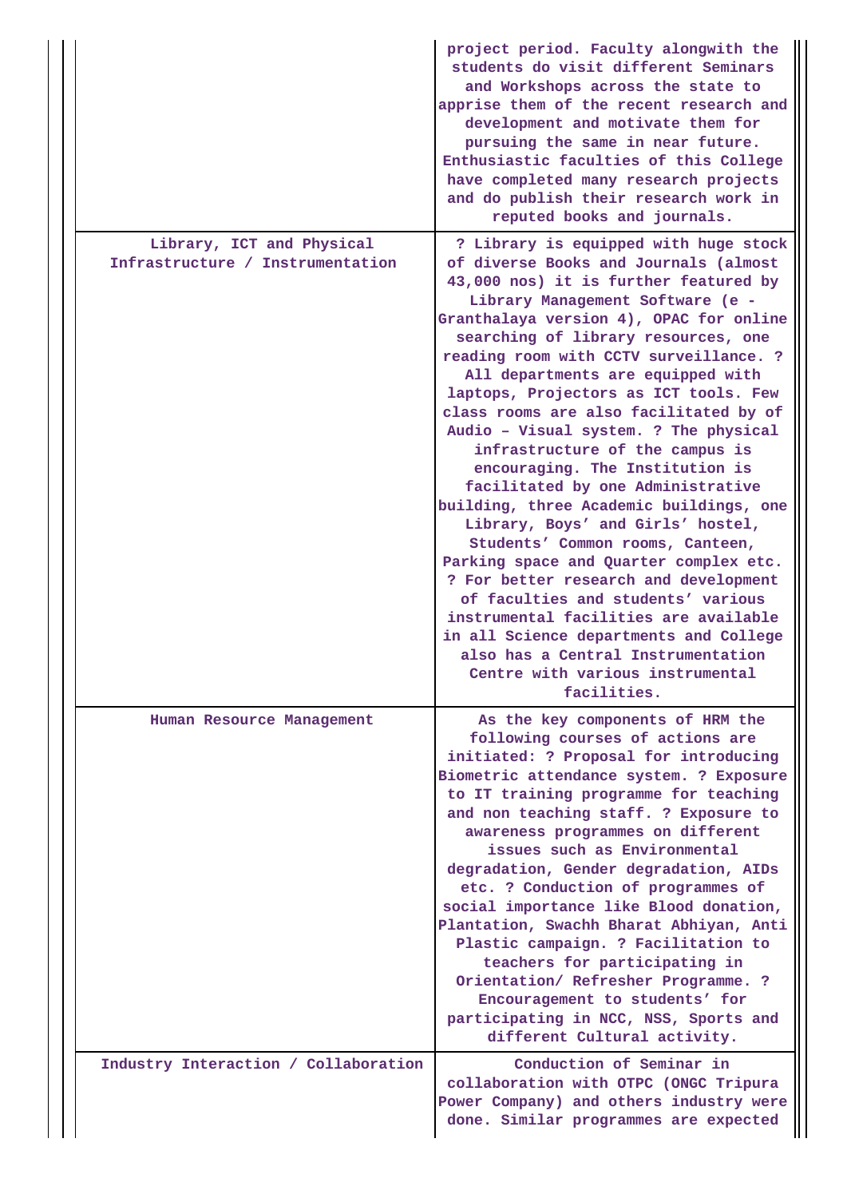| | |
|---|---|
| | project period. Faculty alongwith the students do visit different Seminars and Workshops across the state to apprise them of the recent research and development and motivate them for pursuing the same in near future. Enthusiastic faculties of this College have completed many research projects and do publish their research work in reputed books and journals. |
| Library, ICT and Physical Infrastructure / Instrumentation | ? Library is equipped with huge stock of diverse Books and Journals (almost 43,000 nos) it is further featured by Library Management Software (e - Granthalaya version 4), OPAC for online searching of library resources, one reading room with CCTV surveillance. ? All departments are equipped with laptops, Projectors as ICT tools. Few class rooms are also facilitated by of Audio – Visual system. ? The physical infrastructure of the campus is encouraging. The Institution is facilitated by one Administrative building, three Academic buildings, one Library, Boys' and Girls' hostel, Students' Common rooms, Canteen, Parking space and Quarter complex etc. ? For better research and development of faculties and students' various instrumental facilities are available in all Science departments and College also has a Central Instrumentation Centre with various instrumental facilities. |
| Human Resource Management | As the key components of HRM the following courses of actions are initiated: ? Proposal for introducing Biometric attendance system. ? Exposure to IT training programme for teaching and non teaching staff. ? Exposure to awareness programmes on different issues such as Environmental degradation, Gender degradation, AIDs etc. ? Conduction of programmes of social importance like Blood donation, Plantation, Swachh Bharat Abhiyan, Anti Plastic campaign. ? Facilitation to teachers for participating in Orientation/ Refresher Programme. ? Encouragement to students' for participating in NCC, NSS, Sports and different Cultural activity. |
| Industry Interaction / Collaboration | Conduction of Seminar in collaboration with OTPC (ONGC Tripura Power Company) and others industry were done. Similar programmes are expected |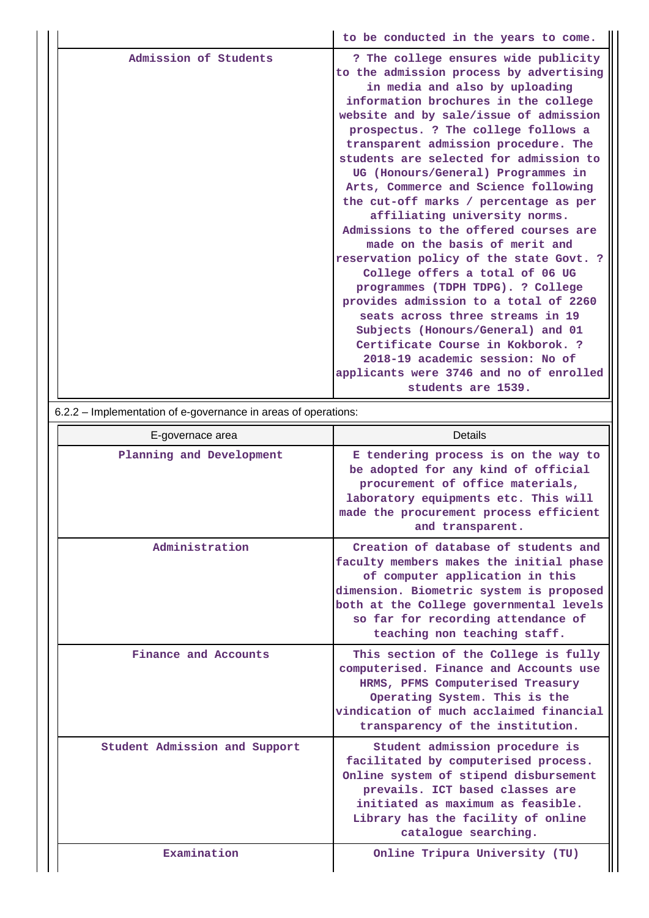| | |
|---|---|
| | to be conducted in the years to come. |
| Admission of Students | ? The college ensures wide publicity to the admission process by advertising in media and also by uploading information brochures in the college website and by sale/issue of admission prospectus. ? The college follows a transparent admission procedure. The students are selected for admission to UG (Honours/General) Programmes in Arts, Commerce and Science following the cut-off marks / percentage as per affiliating university norms. Admissions to the offered courses are made on the basis of merit and reservation policy of the state Govt. ? College offers a total of 06 UG programmes (TDPH TDPG). ? College provides admission to a total of 2260 seats across three streams in 19 Subjects (Honours/General) and 01 Certificate Course in Kokborok. ? 2018-19 academic session: No of applicants were 3746 and no of enrolled students are 1539. |

6.2.2 – Implementation of e-governance in areas of operations:

| E-governace area | Details |
|---|---|
| Planning and Development | E tendering process is on the way to be adopted for any kind of official procurement of office materials, laboratory equipments etc. This will made the procurement process efficient and transparent. |
| Administration | Creation of database of students and faculty members makes the initial phase of computer application in this dimension. Biometric system is proposed both at the College governmental levels so far for recording attendance of teaching non teaching staff. |
| Finance and Accounts | This section of the College is fully computerised. Finance and Accounts use HRMS, PFMS Computerised Treasury Operating System. This is the vindication of much acclaimed financial transparency of the institution. |
| Student Admission and Support | Student admission procedure is facilitated by computerised process. Online system of stipend disbursement prevails. ICT based classes are initiated as maximum as feasible. Library has the facility of online catalogue searching. |
| Examination | Online Tripura University (TU) |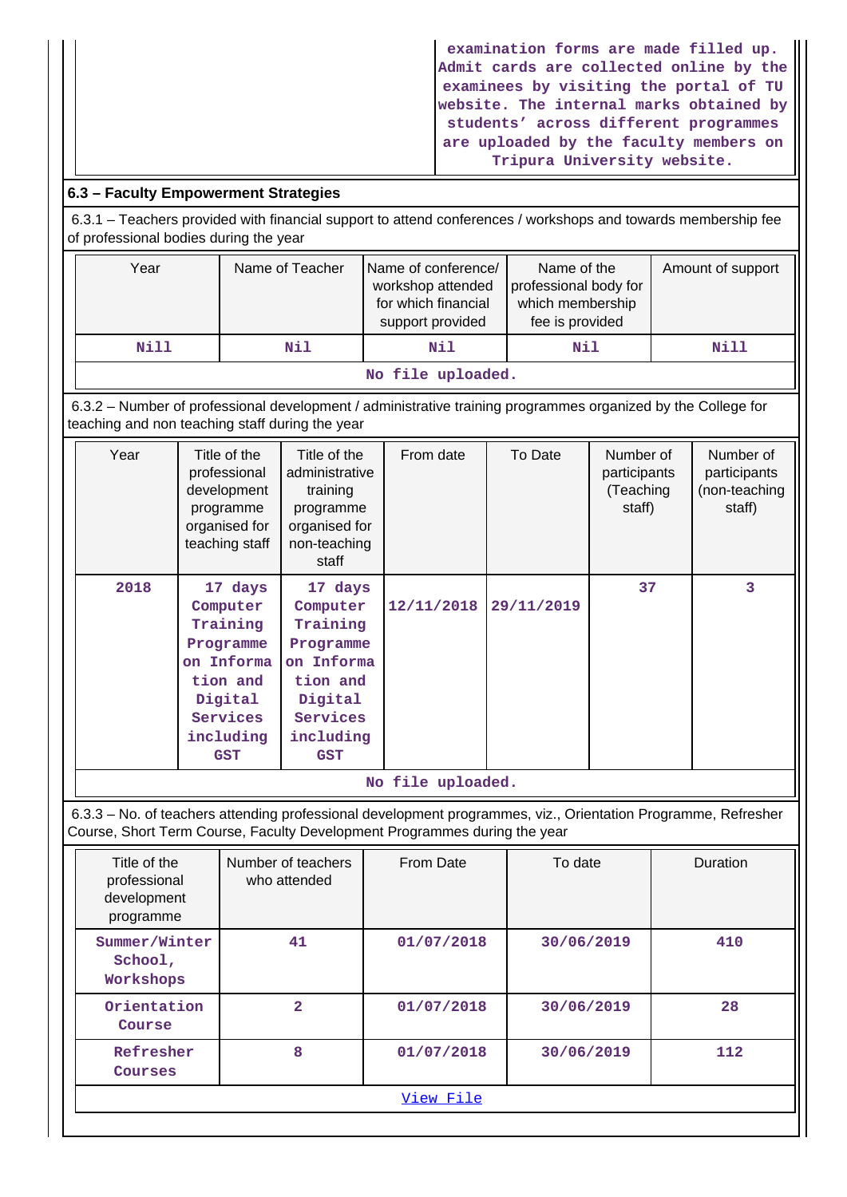| | examination forms are made filled up. Admit cards are collected online by the examinees by visiting the portal of TU website. The internal marks obtained by students' across different programmes are uploaded by the faculty members on Tripura University website. |
|---|---|

### 6.3 – Faculty Empowerment Strategies

6.3.1 – Teachers provided with financial support to attend conferences / workshops and towards membership fee of professional bodies during the year

| Year | Name of Teacher | Name of conference/ workshop attended for which financial support provided | Name of the professional body for which membership fee is provided | Amount of support |
|---|---|---|---|---|
| Nill | Nil | Nil | Nil | Nill |

No file uploaded.

6.3.2 – Number of professional development / administrative training programmes organized by the College for teaching and non teaching staff during the year

| Year | Title of the professional development programme organised for teaching staff | Title of the administrative training programme organised for non-teaching staff | From date | To Date | Number of participants (Teaching staff) | Number of participants (non-teaching staff) |
|---|---|---|---|---|---|---|
| 2018 | 17 days Computer Training Programme on Information and Digital Services including GST | 17 days Computer Training Programme on Information and Digital Services including GST | 12/11/2018 | 29/11/2019 | 37 | 3 |

No file uploaded.

6.3.3 – No. of teachers attending professional development programmes, viz., Orientation Programme, Refresher Course, Short Term Course, Faculty Development Programmes during the year

| Title of the professional development programme | Number of teachers who attended | From Date | To date | Duration |
|---|---|---|---|---|
| Summer/Winter School, Workshops | 41 | 01/07/2018 | 30/06/2019 | 410 |
| Orientation Course | 2 | 01/07/2018 | 30/06/2019 | 28 |
| Refresher Courses | 8 | 01/07/2018 | 30/06/2019 | 112 |

View File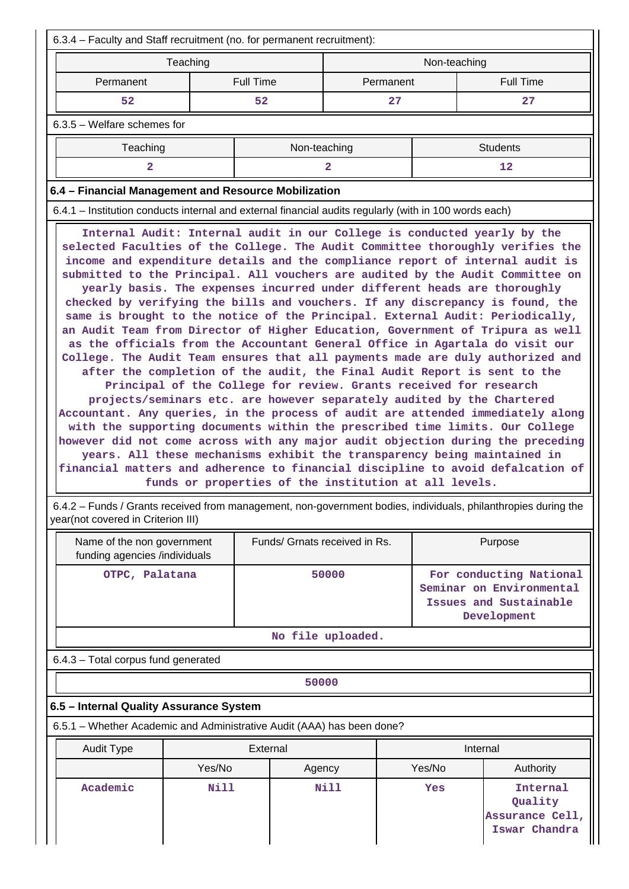6.3.4 – Faculty and Staff recruitment (no. for permanent recruitment):

| Teaching | | Non-teaching | |
|---|---|---|---|
| Permanent | Full Time | Permanent | Full Time |
| 52 | 52 | 27 | 27 |

6.3.5 – Welfare schemes for

| Teaching | Non-teaching | Students |
|---|---|---|
| 2 | 2 | 12 |

**6.4 – Financial Management and Resource Mobilization**

6.4.1 – Institution conducts internal and external financial audits regularly (with in 100 words each)

Internal Audit: Internal audit in our College is conducted yearly by the selected Faculties of the College. The Audit Committee thoroughly verifies the income and expenditure details and the compliance report of internal audit is submitted to the Principal. All vouchers are audited by the Audit Committee on yearly basis. The expenses incurred under different heads are thoroughly checked by verifying the bills and vouchers. If any discrepancy is found, the same is brought to the notice of the Principal. External Audit: Periodically, an Audit Team from Director of Higher Education, Government of Tripura as well as the officials from the Accountant General Office in Agartala do visit our College. The Audit Team ensures that all payments made are duly authorized and after the completion of the audit, the Final Audit Report is sent to the Principal of the College for review. Grants received for research projects/seminars etc. are however separately audited by the Chartered Accountant. Any queries, in the process of audit are attended immediately along with the supporting documents within the prescribed time limits. Our College however did not come across with any major audit objection during the preceding years. All these mechanisms exhibit the transparency being maintained in financial matters and adherence to financial discipline to avoid defalcation of funds or properties of the institution at all levels.

6.4.2 – Funds / Grants received from management, non-government bodies, individuals, philanthropies during the year(not covered in Criterion III)

| Name of the non government funding agencies /individuals | Funds/ Grnats received in Rs. | Purpose |
|---|---|---|
| OTPC, Palatana | 50000 | For conducting National Seminar on Environmental Issues and Sustainable Development |

No file uploaded.

6.4.3 – Total corpus fund generated

50000

**6.5 – Internal Quality Assurance System**

6.5.1 – Whether Academic and Administrative Audit (AAA) has been done?

| Audit Type | External | | Internal | |
|---|---|---|---|---|
| | Yes/No | Agency | Yes/No | Authority |
| Academic | Nill | Nill | Yes | Internal Quality Assurance Cell, Iswar Chandra |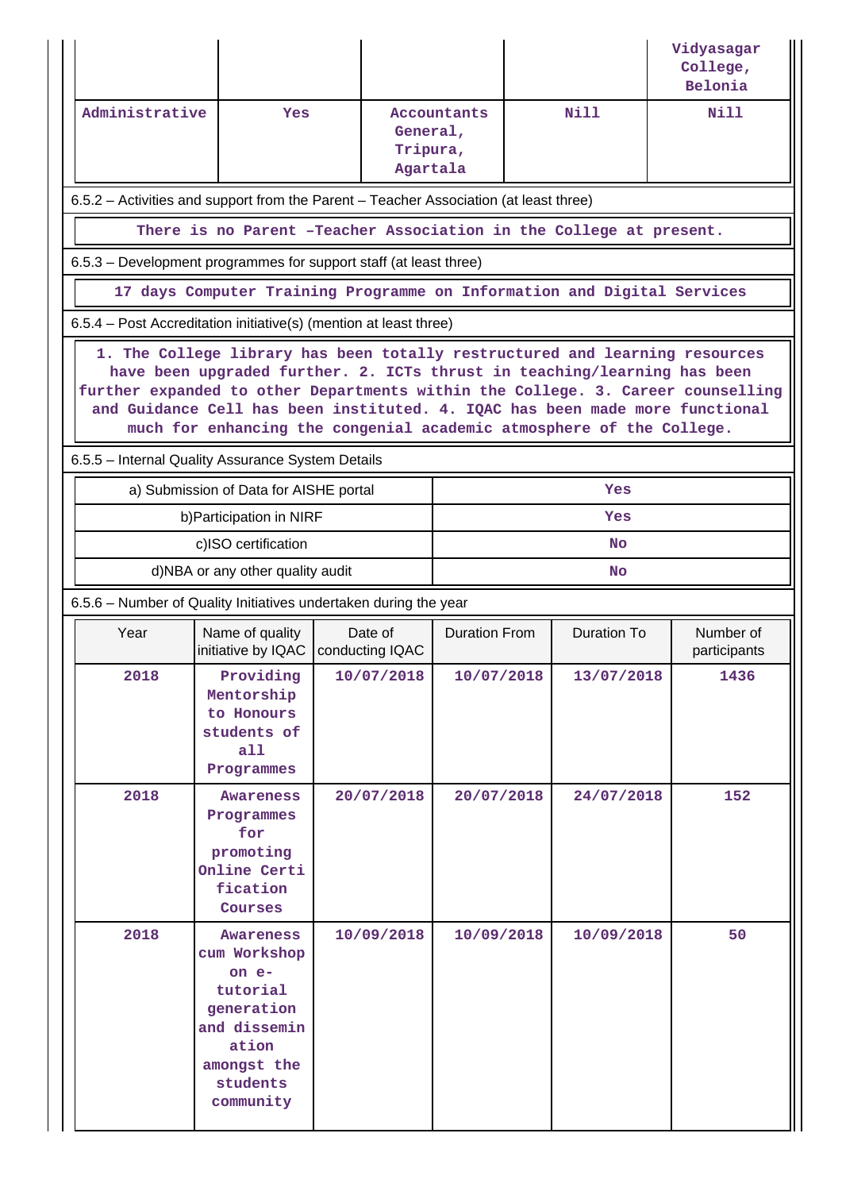| | | | | Vidyasagar College, Belonia |
|---|---|---|---|---|
| Administrative | Yes | Accountants General, Tripura, Agartala | Nill | Nill |

6.5.2 – Activities and support from the Parent – Teacher Association (at least three)

There is no Parent –Teacher Association in the College at present.

6.5.3 – Development programmes for support staff (at least three)

17 days Computer Training Programme on Information and Digital Services

6.5.4 – Post Accreditation initiative(s) (mention at least three)

1. The College library has been totally restructured and learning resources have been upgraded further. 2. ICTs thrust in teaching/learning has been further expanded to other Departments within the College. 3. Career counselling and Guidance Cell has been instituted. 4. IQAC has been made more functional much for enhancing the congenial academic atmosphere of the College.

6.5.5 – Internal Quality Assurance System Details

| | |
|---|---|
| a) Submission of Data for AISHE portal | Yes |
| b)Participation in NIRF | Yes |
| c)ISO certification | No |
| d)NBA or any other quality audit | No |

6.5.6 – Number of Quality Initiatives undertaken during the year

| Year | Name of quality initiative by IQAC | Date of conducting IQAC | Duration From | Duration To | Number of participants |
|---|---|---|---|---|---|
| 2018 | Providing Mentorship to Honours students of all Programmes | 10/07/2018 | 10/07/2018 | 13/07/2018 | 1436 |
| 2018 | Awareness Programmes for promoting Online Certification Courses | 20/07/2018 | 20/07/2018 | 24/07/2018 | 152 |
| 2018 | Awareness cum Workshop on e-tutorial generation and dissemination amongst the students community | 10/09/2018 | 10/09/2018 | 10/09/2018 | 50 |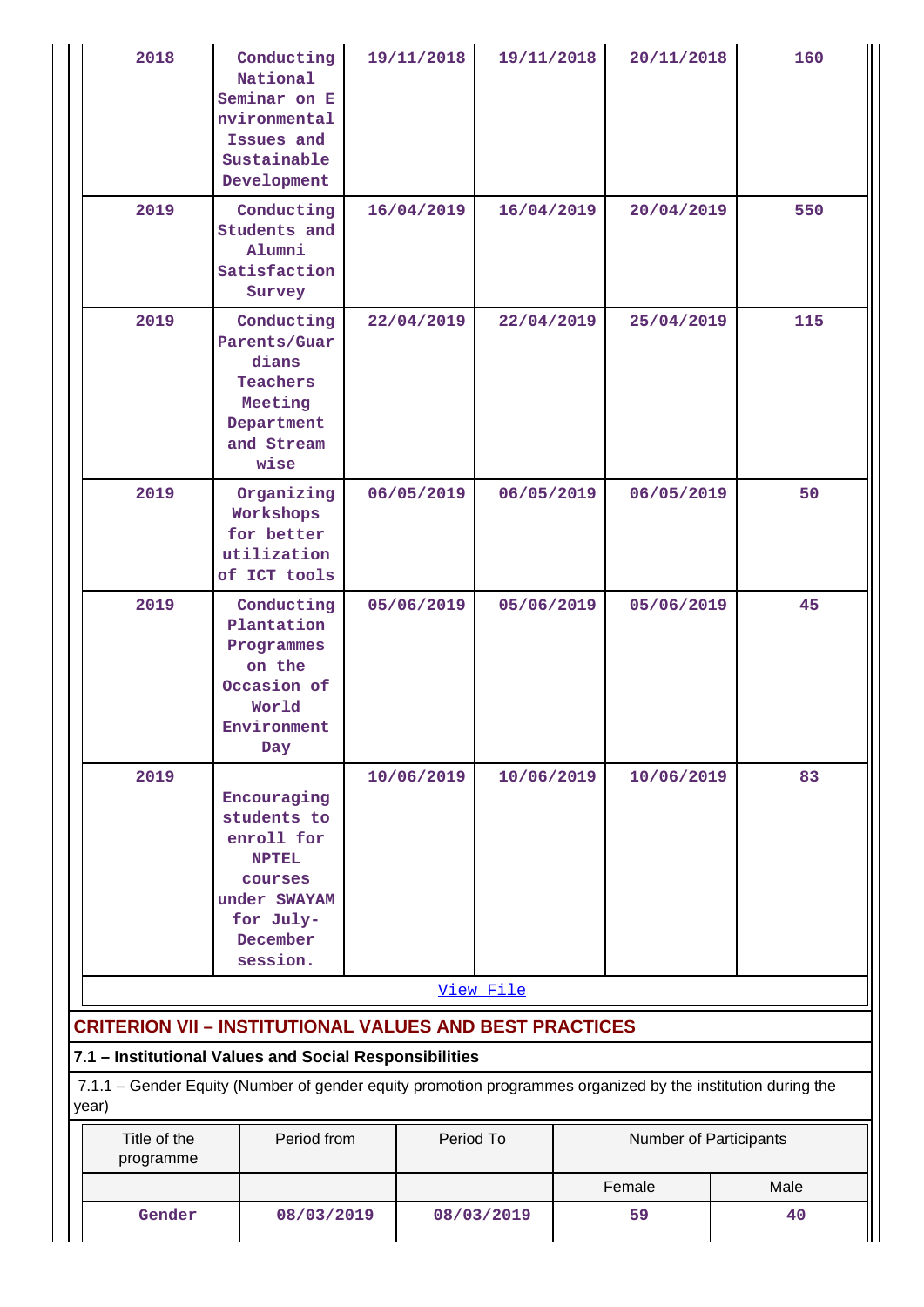| 2018 | Conducting National Seminar on Environmental Issues and Sustainable Development | 19/11/2018 | 19/11/2018 | 20/11/2018 | 160 |
|---|---|---|---|---|---|
| 2019 | Conducting Students and Alumni Satisfaction Survey | 16/04/2019 | 16/04/2019 | 20/04/2019 | 550 |
| 2019 | Conducting Parents/Guardians Teachers Meeting Department and Stream wise | 22/04/2019 | 22/04/2019 | 25/04/2019 | 115 |
| 2019 | Organizing Workshops for better utilization of ICT tools | 06/05/2019 | 06/05/2019 | 06/05/2019 | 50 |
| 2019 | Conducting Plantation Programmes on the Occasion of World Environment Day | 05/06/2019 | 05/06/2019 | 05/06/2019 | 45 |
| 2019 | Encouraging students to enroll for NPTEL courses under SWAYAM for July-December session. | 10/06/2019 | 10/06/2019 | 10/06/2019 | 83 |

View File

## CRITERION VII – INSTITUTIONAL VALUES AND BEST PRACTICES

### 7.1 – Institutional Values and Social Responsibilities

7.1.1 – Gender Equity (Number of gender equity promotion programmes organized by the institution during the year)

| Title of the programme | Period from | Period To | Number of Participants | |
|---|---|---|---|---|
| | | | Female | Male |
| Gender | 08/03/2019 | 08/03/2019 | 59 | 40 |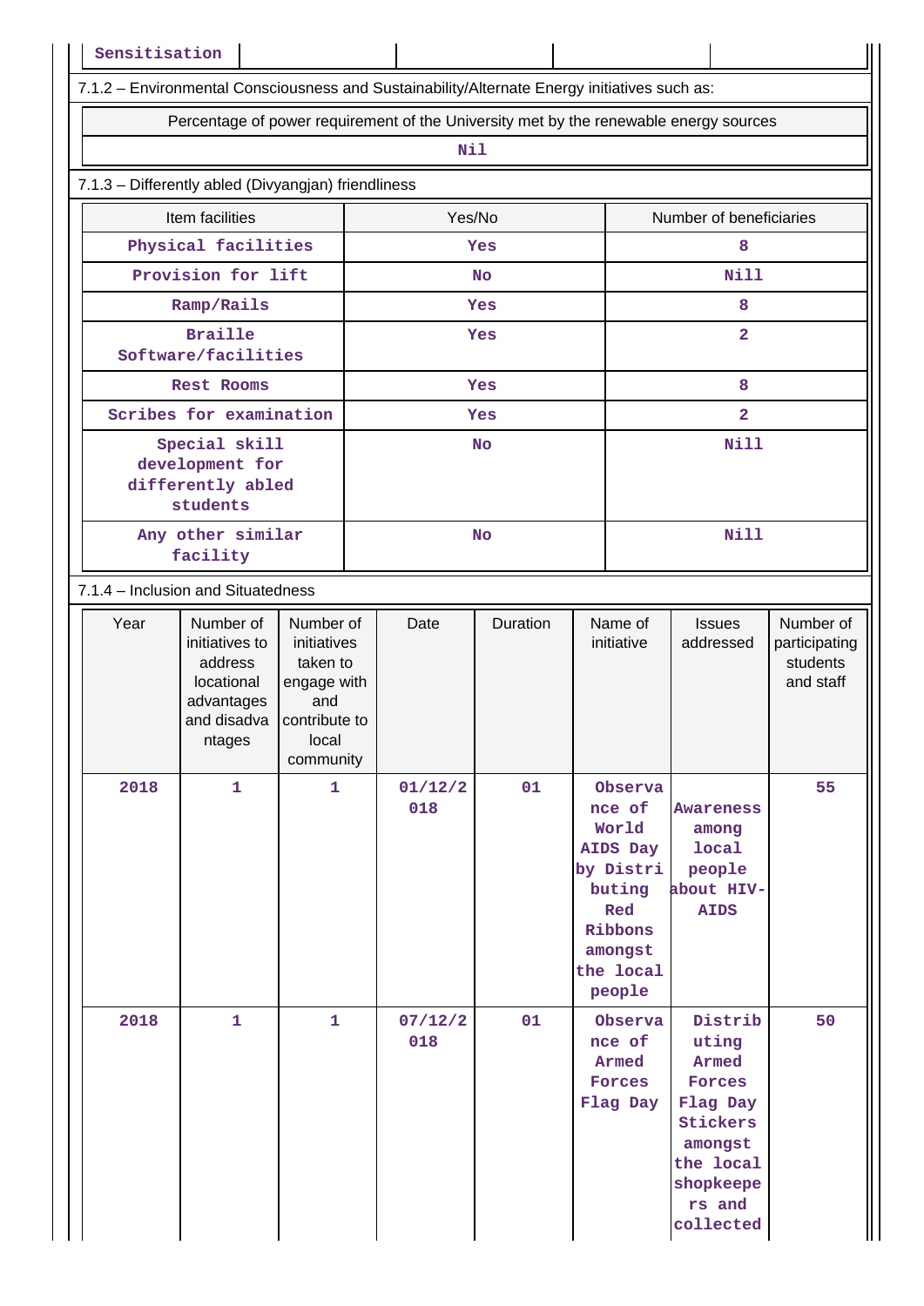| Sensitisation | | | | |
|---|---|---|---|---|

7.1.2 – Environmental Consciousness and Sustainability/Alternate Energy initiatives such as:

| Percentage of power requirement of the University met by the renewable energy sources |
|---|
| Nil |

7.1.3 – Differently abled (Divyangjan) friendliness

| Item facilities | Yes/No | Number of beneficiaries |
|---|---|---|
| Physical facilities | Yes | 8 |
| Provision for lift | No | Nill |
| Ramp/Rails | Yes | 8 |
| Braille Software/facilities | Yes | 2 |
| Rest Rooms | Yes | 8 |
| Scribes for examination | Yes | 2 |
| Special skill development for differently abled students | No | Nill |
| Any other similar facility | No | Nill |

7.1.4 – Inclusion and Situatedness

| Year | Number of initiatives to address locational advantages and disadvantages | Number of initiatives taken to engage with and contribute to local community | Date | Duration | Name of initiative | Issues addressed | Number of participating students and staff |
|---|---|---|---|---|---|---|---|
| 2018 | 1 | 1 | 01/12/2018 | 01 | Observance of World AIDS Day by Distributing Red Ribbons amongst the local people | Awareness among local people about HIV-AIDS | 55 |
| 2018 | 1 | 1 | 07/12/2018 | 01 | Observance of Armed Forces Flag Day | Distributing Armed Forces Flag Day Stickers amongst the local shopkeepers and collected | 50 |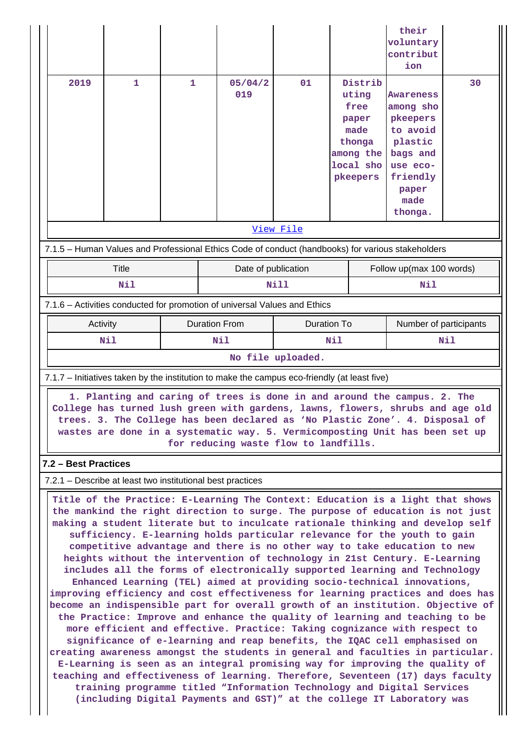| | | | | | | their voluntary contribution | |
|---|---|---|---|---|---|---|---|
| 2019 | 1 | 1 | 05/04/2019 | 01 | Distributing free paper made thonga among the local shopkeepers | Awareness among shopkeepers to avoid plastic bags and use eco-friendly paper made thonga. | 30 |

[View File](#)

7.1.5 – Human Values and Professional Ethics Code of conduct (handbooks) for various stakeholders

| Title | Date of publication | Follow up(max 100 words) |
|---|---|---|
| Nil | Nill | Nil |

7.1.6 – Activities conducted for promotion of universal Values and Ethics

| Activity | Duration From | Duration To | Number of participants |
|---|---|---|---|
| Nil | Nil | Nil | Nil |

No file uploaded.

7.1.7 – Initiatives taken by the institution to make the campus eco-friendly (at least five)

1. Planting and caring of trees is done in and around the campus. 2. The College has turned lush green with gardens, lawns, flowers, shrubs and age old trees. 3. The College has been declared as 'No Plastic Zone'. 4. Disposal of wastes are done in a systematic way. 5. Vermicomposting Unit has been set up for reducing waste flow to landfills.

**7.2 – Best Practices**

7.2.1 – Describe at least two institutional best practices

Title of the Practice: E-Learning The Context: Education is a light that shows the mankind the right direction to surge. The purpose of education is not just making a student literate but to inculcate rationale thinking and develop self sufficiency. E-learning holds particular relevance for the youth to gain competitive advantage and there is no other way to take education to new heights without the intervention of technology in 21st Century. E-Learning includes all the forms of electronically supported learning and Technology Enhanced Learning (TEL) aimed at providing socio-technical innovations, improving efficiency and cost effectiveness for learning practices and does has become an indispensible part for overall growth of an institution. Objective of the Practice: Improve and enhance the quality of learning and teaching to be more efficient and effective. Practice: Taking cognizance with respect to significance of e-learning and reap benefits, the IQAC cell emphasised on creating awareness amongst the students in general and faculties in particular. E-Learning is seen as an integral promising way for improving the quality of teaching and effectiveness of learning. Therefore, Seventeen (17) days faculty training programme titled "Information Technology and Digital Services (including Digital Payments and GST)" at the college IT Laboratory was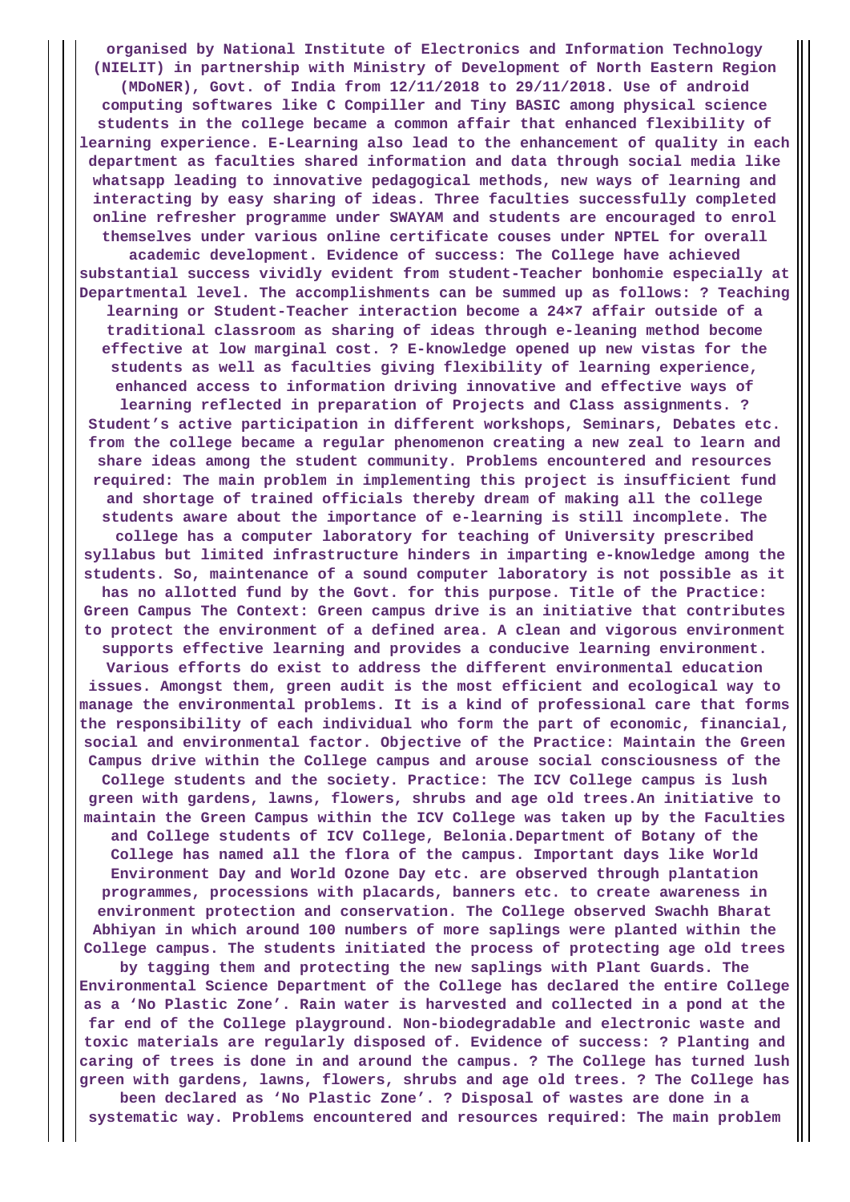**organised by National Institute of Electronics and Information Technology (NIELIT) in partnership with Ministry of Development of North Eastern Region (MDoNER), Govt. of India from 12/11/2018 to 29/11/2018. Use of android computing softwares like C Compiller and Tiny BASIC among physical science students in the college became a common affair that enhanced flexibility of learning experience. E-Learning also lead to the enhancement of quality in each department as faculties shared information and data through social media like whatsapp leading to innovative pedagogical methods, new ways of learning and interacting by easy sharing of ideas. Three faculties successfully completed online refresher programme under SWAYAM and students are encouraged to enrol themselves under various online certificate couses under NPTEL for overall academic development. Evidence of success: The College have achieved substantial success vividly evident from student-Teacher bonhomie especially at Departmental level. The accomplishments can be summed up as follows: ? Teaching learning or Student-Teacher interaction become a 24×7 affair outside of a traditional classroom as sharing of ideas through e-leaning method become effective at low marginal cost. ? E-knowledge opened up new vistas for the students as well as faculties giving flexibility of learning experience, enhanced access to information driving innovative and effective ways of learning reflected in preparation of Projects and Class assignments. ? Student's active participation in different workshops, Seminars, Debates etc. from the college became a regular phenomenon creating a new zeal to learn and share ideas among the student community. Problems encountered and resources required: The main problem in implementing this project is insufficient fund and shortage of trained officials thereby dream of making all the college students aware about the importance of e-learning is still incomplete. The college has a computer laboratory for teaching of University prescribed syllabus but limited infrastructure hinders in imparting e-knowledge among the students. So, maintenance of a sound computer laboratory is not possible as it has no allotted fund by the Govt. for this purpose. Title of the Practice: Green Campus The Context: Green campus drive is an initiative that contributes to protect the environment of a defined area. A clean and vigorous environment supports effective learning and provides a conducive learning environment. Various efforts do exist to address the different environmental education issues. Amongst them, green audit is the most efficient and ecological way to manage the environmental problems. It is a kind of professional care that forms the responsibility of each individual who form the part of economic, financial, social and environmental factor. Objective of the Practice: Maintain the Green Campus drive within the College campus and arouse social consciousness of the College students and the society. Practice: The ICV College campus is lush green with gardens, lawns, flowers, shrubs and age old trees.An initiative to maintain the Green Campus within the ICV College was taken up by the Faculties and College students of ICV College, Belonia.Department of Botany of the College has named all the flora of the campus. Important days like World Environment Day and World Ozone Day etc. are observed through plantation programmes, processions with placards, banners etc. to create awareness in environment protection and conservation. The College observed Swachh Bharat Abhiyan in which around 100 numbers of more saplings were planted within the College campus. The students initiated the process of protecting age old trees by tagging them and protecting the new saplings with Plant Guards. The Environmental Science Department of the College has declared the entire College as a 'No Plastic Zone'. Rain water is harvested and collected in a pond at the far end of the College playground. Non-biodegradable and electronic waste and toxic materials are regularly disposed of. Evidence of success: ? Planting and caring of trees is done in and around the campus. ? The College has turned lush green with gardens, lawns, flowers, shrubs and age old trees. ? The College has been declared as 'No Plastic Zone'. ? Disposal of wastes are done in a systematic way. Problems encountered and resources required: The main problem**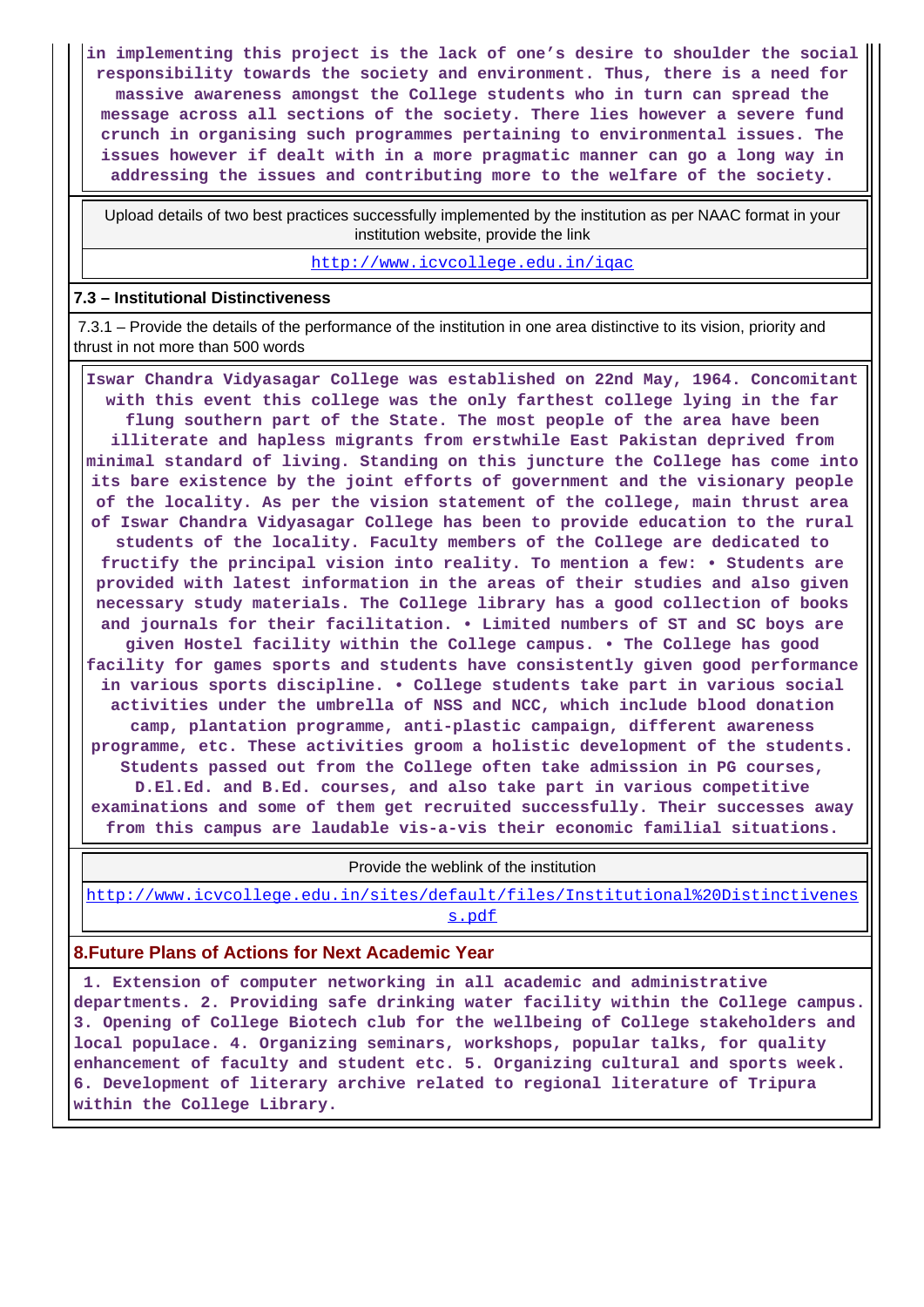in implementing this project is the lack of one's desire to shoulder the social responsibility towards the society and environment. Thus, there is a need for massive awareness amongst the College students who in turn can spread the message across all sections of the society. There lies however a severe fund crunch in organising such programmes pertaining to environmental issues. The issues however if dealt with in a more pragmatic manner can go a long way in addressing the issues and contributing more to the welfare of the society.

| |
|---|
| Upload details of two best practices successfully implemented by the institution as per NAAC format in your institution website, provide the link |
| http://www.icvcollege.edu.in/iqac |

**7.3 – Institutional Distinctiveness**

7.3.1 – Provide the details of the performance of the institution in one area distinctive to its vision, priority and thrust in not more than 500 words

Iswar Chandra Vidyasagar College was established on 22nd May, 1964. Concomitant with this event this college was the only farthest college lying in the far flung southern part of the State. The most people of the area have been illiterate and hapless migrants from erstwhile East Pakistan deprived from minimal standard of living. Standing on this juncture the College has come into its bare existence by the joint efforts of government and the visionary people of the locality. As per the vision statement of the college, main thrust area of Iswar Chandra Vidyasagar College has been to provide education to the rural students of the locality. Faculty members of the College are dedicated to fructify the principal vision into reality. To mention a few: • Students are provided with latest information in the areas of their studies and also given necessary study materials. The College library has a good collection of books and journals for their facilitation. • Limited numbers of ST and SC boys are given Hostel facility within the College campus. • The College has good facility for games sports and students have consistently given good performance in various sports discipline. • College students take part in various social activities under the umbrella of NSS and NCC, which include blood donation camp, plantation programme, anti-plastic campaign, different awareness programme, etc. These activities groom a holistic development of the students. Students passed out from the College often take admission in PG courses, D.El.Ed. and B.Ed. courses, and also take part in various competitive examinations and some of them get recruited successfully. Their successes away from this campus are laudable vis-a-vis their economic familial situations.

| |
|---|
| Provide the weblink of the institution |
| http://www.icvcollege.edu.in/sites/default/files/Institutional%20Distinctiveness.pdf |

## 8.Future Plans of Actions for Next Academic Year

1. Extension of computer networking in all academic and administrative departments. 2. Providing safe drinking water facility within the College campus. 3. Opening of College Biotech club for the wellbeing of College stakeholders and local populace. 4. Organizing seminars, workshops, popular talks, for quality enhancement of faculty and student etc. 5. Organizing cultural and sports week. 6. Development of literary archive related to regional literature of Tripura within the College Library.